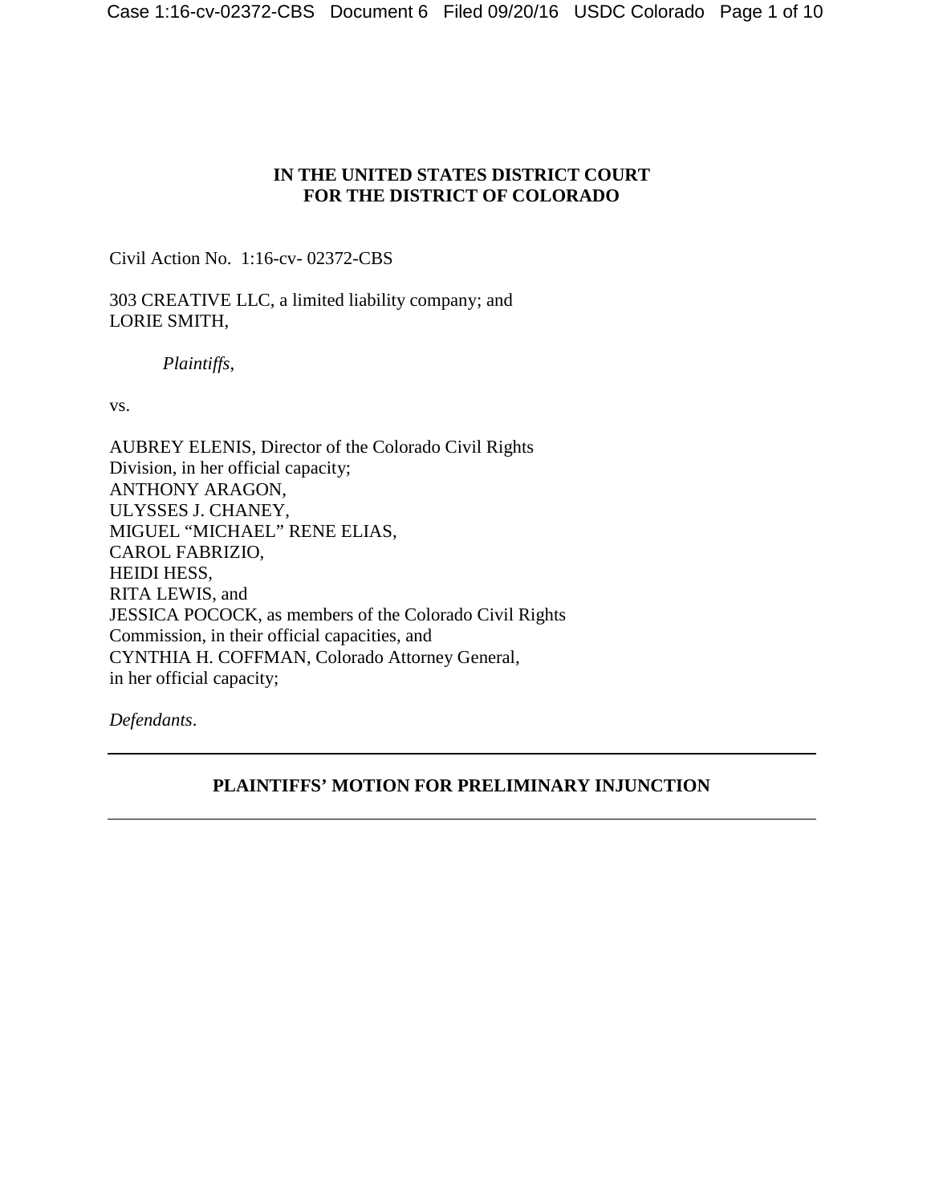**IN THE UNITED STATES DISTRICT COURT**
**FOR THE DISTRICT OF COLORADO**

Civil Action No. 1:16-cv- 02372-CBS

303 CREATIVE LLC, a limited liability company; and
LORIE SMITH,

*Plaintiffs*,

vs.

AUBREY ELENIS, Director of the Colorado Civil Rights
Division, in her official capacity;
ANTHONY ARAGON,
ULYSSES J. CHANEY,
MIGUEL "MICHAEL" RENE ELIAS,
CAROL FABRIZIO,
HEIDI HESS,
RITA LEWIS, and
JESSICA POCOCK, as members of the Colorado Civil Rights
Commission, in their official capacities, and
CYNTHIA H. COFFMAN, Colorado Attorney General,
in her official capacity;

*Defendants*.

---

## PLAINTIFFS' MOTION FOR PRELIMINARY INJUNCTION

---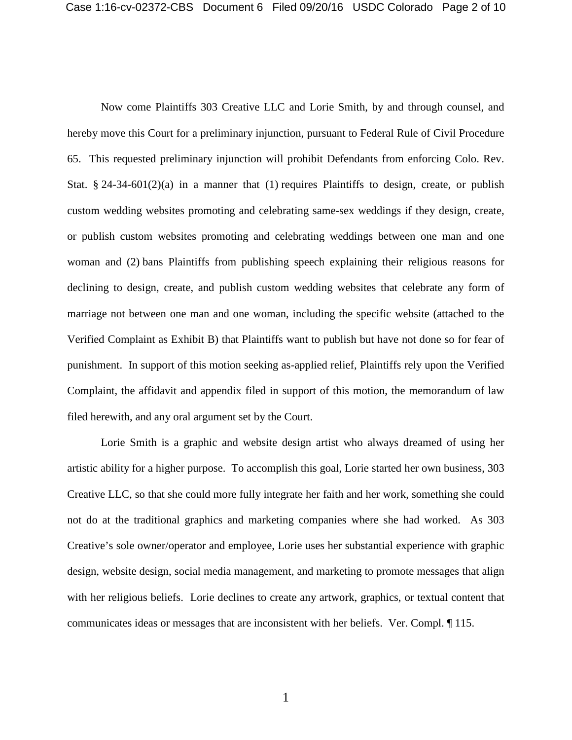Now come Plaintiffs 303 Creative LLC and Lorie Smith, by and through counsel, and hereby move this Court for a preliminary injunction, pursuant to Federal Rule of Civil Procedure 65. This requested preliminary injunction will prohibit Defendants from enforcing Colo. Rev. Stat. § 24-34-601(2)(a) in a manner that (1) requires Plaintiffs to design, create, or publish custom wedding websites promoting and celebrating same-sex weddings if they design, create, or publish custom websites promoting and celebrating weddings between one man and one woman and (2) bans Plaintiffs from publishing speech explaining their religious reasons for declining to design, create, and publish custom wedding websites that celebrate any form of marriage not between one man and one woman, including the specific website (attached to the Verified Complaint as Exhibit B) that Plaintiffs want to publish but have not done so for fear of punishment. In support of this motion seeking as-applied relief, Plaintiffs rely upon the Verified Complaint, the affidavit and appendix filed in support of this motion, the memorandum of law filed herewith, and any oral argument set by the Court.

Lorie Smith is a graphic and website design artist who always dreamed of using her artistic ability for a higher purpose. To accomplish this goal, Lorie started her own business, 303 Creative LLC, so that she could more fully integrate her faith and her work, something she could not do at the traditional graphics and marketing companies where she had worked. As 303 Creative's sole owner/operator and employee, Lorie uses her substantial experience with graphic design, website design, social media management, and marketing to promote messages that align with her religious beliefs. Lorie declines to create any artwork, graphics, or textual content that communicates ideas or messages that are inconsistent with her beliefs. Ver. Compl. ¶ 115.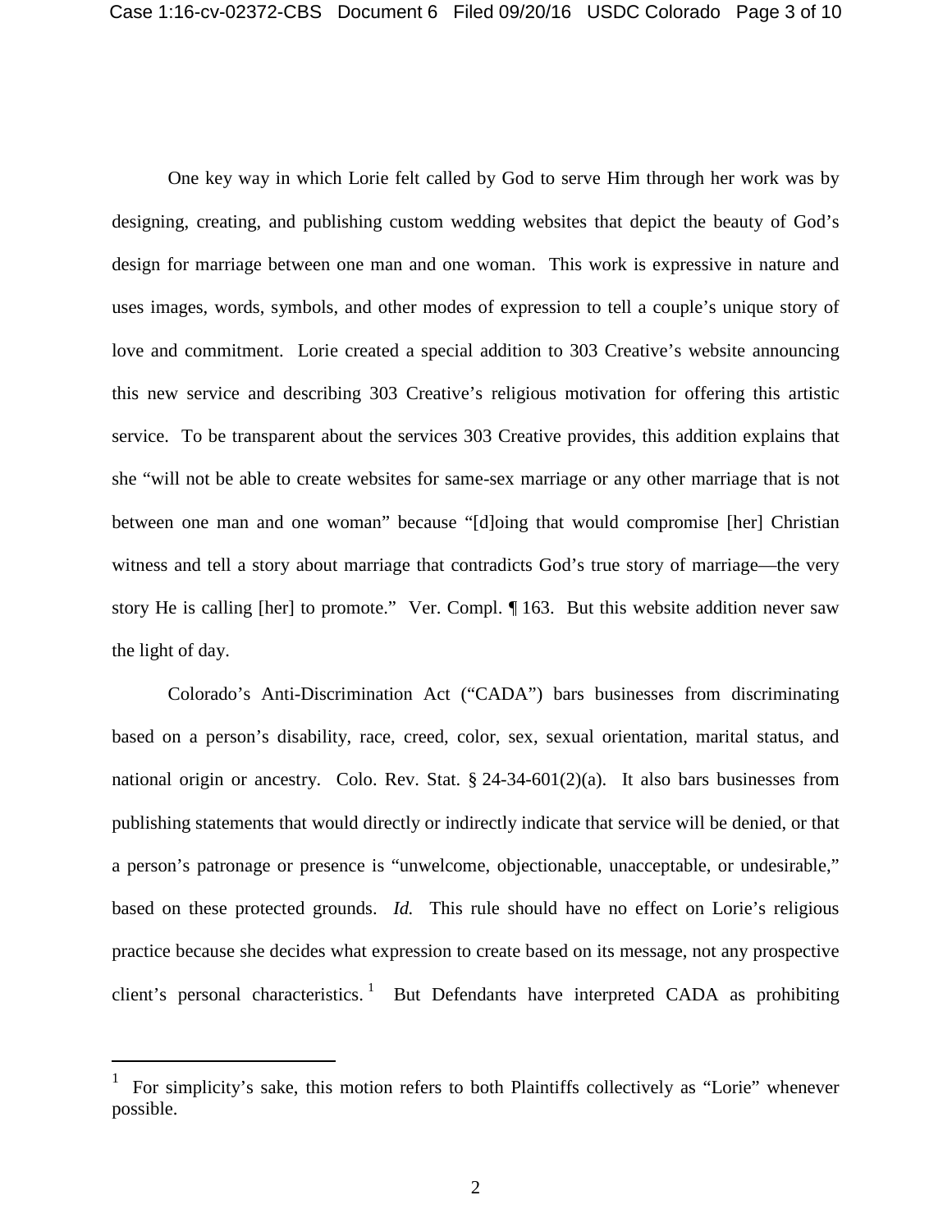One key way in which Lorie felt called by God to serve Him through her work was by designing, creating, and publishing custom wedding websites that depict the beauty of God's design for marriage between one man and one woman. This work is expressive in nature and uses images, words, symbols, and other modes of expression to tell a couple's unique story of love and commitment. Lorie created a special addition to 303 Creative's website announcing this new service and describing 303 Creative's religious motivation for offering this artistic service. To be transparent about the services 303 Creative provides, this addition explains that she "will not be able to create websites for same-sex marriage or any other marriage that is not between one man and one woman" because "[d]oing that would compromise [her] Christian witness and tell a story about marriage that contradicts God's true story of marriage—the very story He is calling [her] to promote." Ver. Compl. ¶ 163. But this website addition never saw the light of day.

Colorado's Anti-Discrimination Act ("CADA") bars businesses from discriminating based on a person's disability, race, creed, color, sex, sexual orientation, marital status, and national origin or ancestry. Colo. Rev. Stat. § 24-34-601(2)(a). It also bars businesses from publishing statements that would directly or indirectly indicate that service will be denied, or that a person's patronage or presence is "unwelcome, objectionable, unacceptable, or undesirable," based on these protected grounds. *Id.* This rule should have no effect on Lorie's religious practice because she decides what expression to create based on its message, not any prospective client's personal characteristics.[1] But Defendants have interpreted CADA as prohibiting

[1] For simplicity's sake, this motion refers to both Plaintiffs collectively as "Lorie" whenever possible.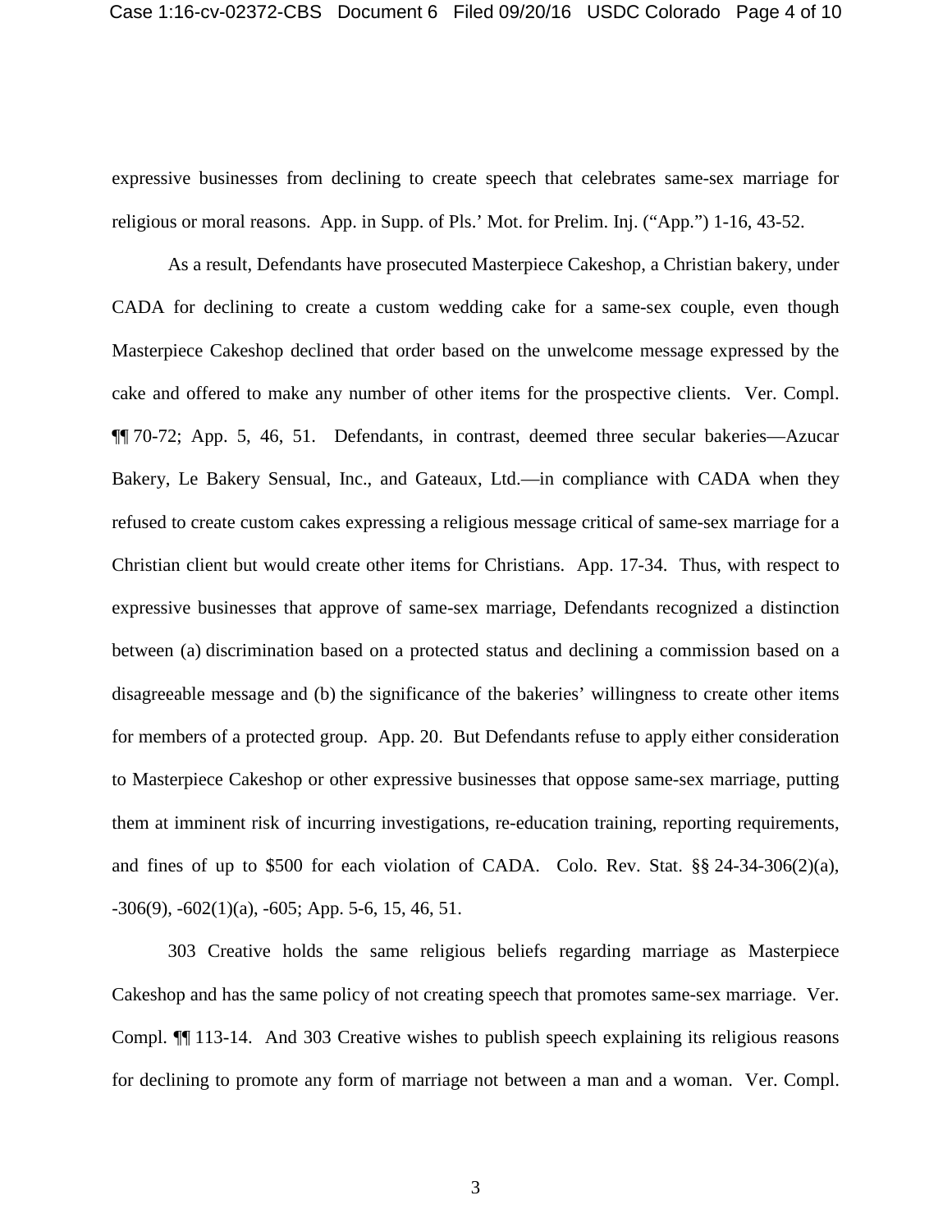expressive businesses from declining to create speech that celebrates same-sex marriage for religious or moral reasons. App. in Supp. of Pls.' Mot. for Prelim. Inj. ("App.") 1-16, 43-52.

As a result, Defendants have prosecuted Masterpiece Cakeshop, a Christian bakery, under CADA for declining to create a custom wedding cake for a same-sex couple, even though Masterpiece Cakeshop declined that order based on the unwelcome message expressed by the cake and offered to make any number of other items for the prospective clients. Ver. Compl. ¶¶ 70-72; App. 5, 46, 51. Defendants, in contrast, deemed three secular bakeries—Azucar Bakery, Le Bakery Sensual, Inc., and Gateaux, Ltd.—in compliance with CADA when they refused to create custom cakes expressing a religious message critical of same-sex marriage for a Christian client but would create other items for Christians. App. 17-34. Thus, with respect to expressive businesses that approve of same-sex marriage, Defendants recognized a distinction between (a) discrimination based on a protected status and declining a commission based on a disagreeable message and (b) the significance of the bakeries' willingness to create other items for members of a protected group. App. 20. But Defendants refuse to apply either consideration to Masterpiece Cakeshop or other expressive businesses that oppose same-sex marriage, putting them at imminent risk of incurring investigations, re-education training, reporting requirements, and fines of up to $500 for each violation of CADA. Colo. Rev. Stat. §§ 24-34-306(2)(a), -306(9), -602(1)(a), -605; App. 5-6, 15, 46, 51.

303 Creative holds the same religious beliefs regarding marriage as Masterpiece Cakeshop and has the same policy of not creating speech that promotes same-sex marriage. Ver. Compl. ¶¶ 113-14. And 303 Creative wishes to publish speech explaining its religious reasons for declining to promote any form of marriage not between a man and a woman. Ver. Compl.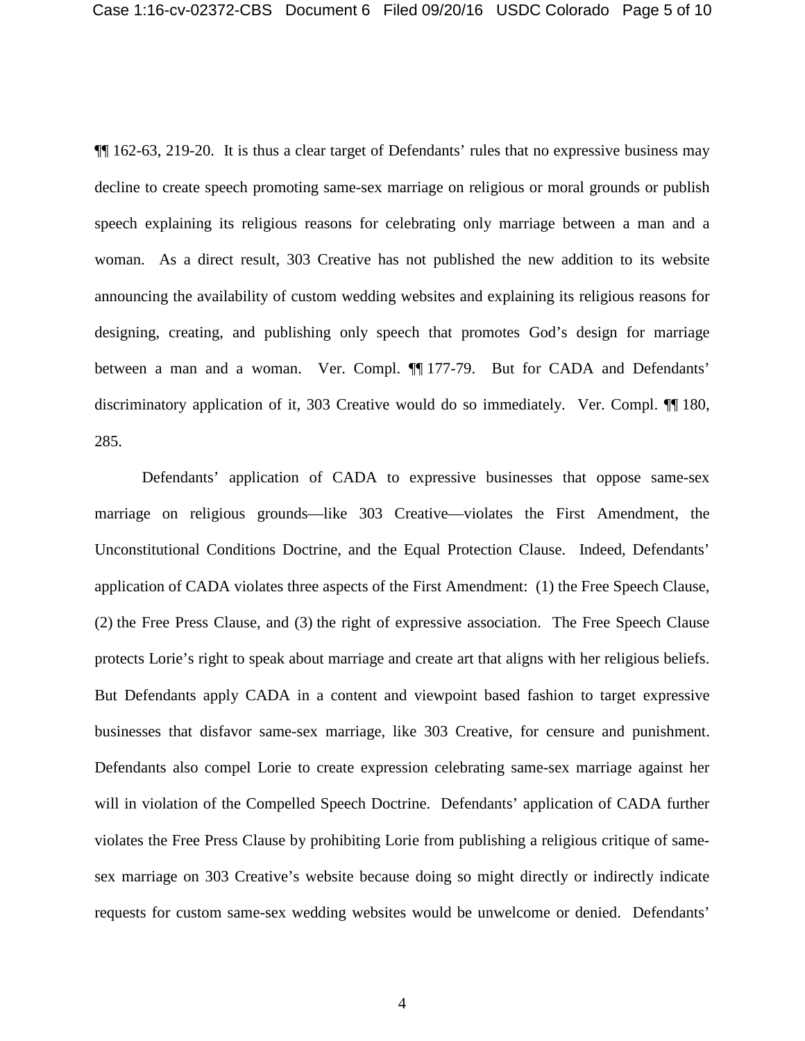¶¶ 162-63, 219-20. It is thus a clear target of Defendants' rules that no expressive business may decline to create speech promoting same-sex marriage on religious or moral grounds or publish speech explaining its religious reasons for celebrating only marriage between a man and a woman. As a direct result, 303 Creative has not published the new addition to its website announcing the availability of custom wedding websites and explaining its religious reasons for designing, creating, and publishing only speech that promotes God's design for marriage between a man and a woman. Ver. Compl. ¶¶ 177-79. But for CADA and Defendants' discriminatory application of it, 303 Creative would do so immediately. Ver. Compl. ¶¶ 180, 285.

Defendants' application of CADA to expressive businesses that oppose same-sex marriage on religious grounds—like 303 Creative—violates the First Amendment, the Unconstitutional Conditions Doctrine, and the Equal Protection Clause. Indeed, Defendants' application of CADA violates three aspects of the First Amendment: (1) the Free Speech Clause, (2) the Free Press Clause, and (3) the right of expressive association. The Free Speech Clause protects Lorie's right to speak about marriage and create art that aligns with her religious beliefs. But Defendants apply CADA in a content and viewpoint based fashion to target expressive businesses that disfavor same-sex marriage, like 303 Creative, for censure and punishment. Defendants also compel Lorie to create expression celebrating same-sex marriage against her will in violation of the Compelled Speech Doctrine. Defendants' application of CADA further violates the Free Press Clause by prohibiting Lorie from publishing a religious critique of same-sex marriage on 303 Creative's website because doing so might directly or indirectly indicate requests for custom same-sex wedding websites would be unwelcome or denied. Defendants'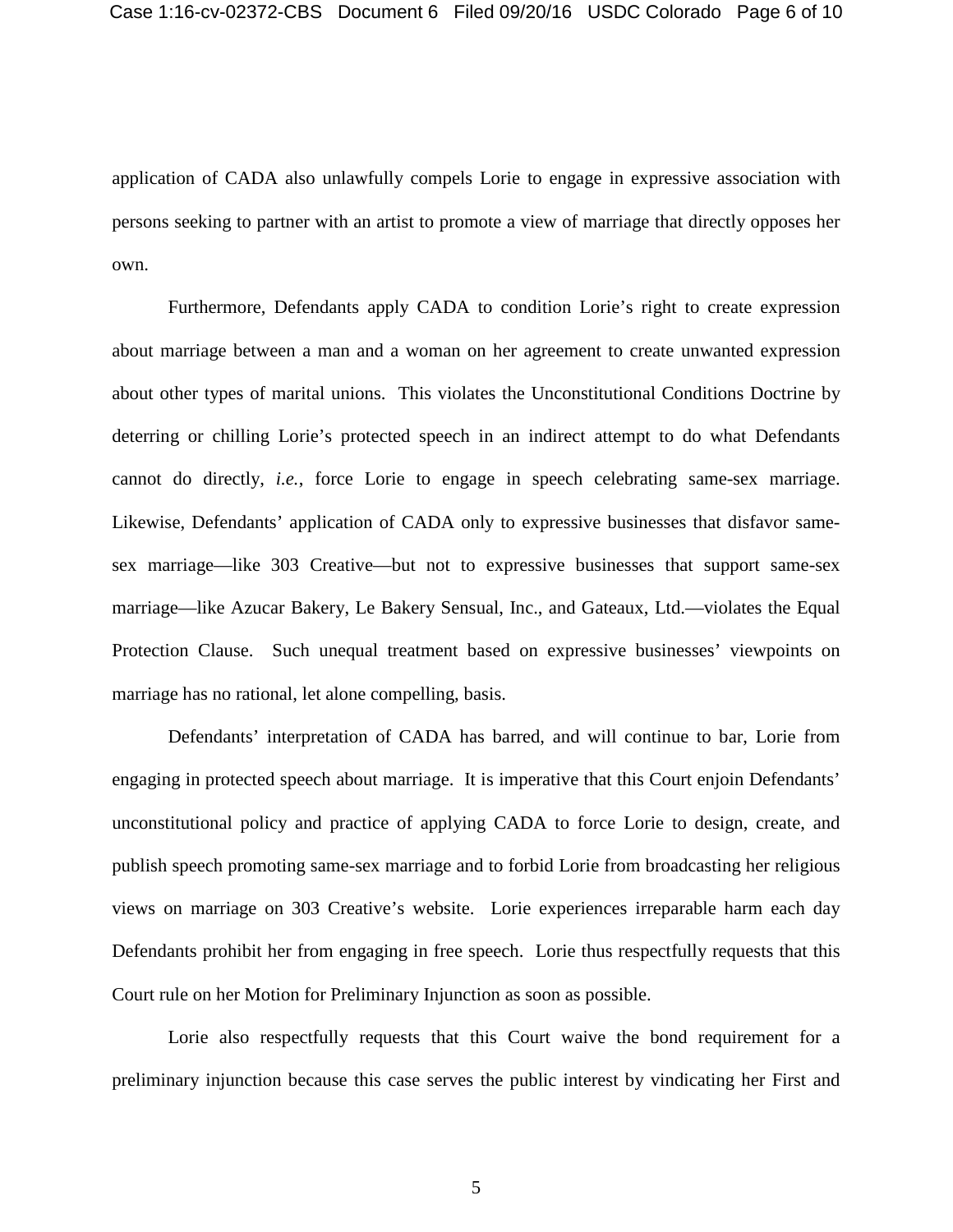application of CADA also unlawfully compels Lorie to engage in expressive association with persons seeking to partner with an artist to promote a view of marriage that directly opposes her own.

Furthermore, Defendants apply CADA to condition Lorie's right to create expression about marriage between a man and a woman on her agreement to create unwanted expression about other types of marital unions. This violates the Unconstitutional Conditions Doctrine by deterring or chilling Lorie's protected speech in an indirect attempt to do what Defendants cannot do directly, *i.e.*, force Lorie to engage in speech celebrating same-sex marriage. Likewise, Defendants' application of CADA only to expressive businesses that disfavor same-sex marriage—like 303 Creative—but not to expressive businesses that support same-sex marriage—like Azucar Bakery, Le Bakery Sensual, Inc., and Gateaux, Ltd.—violates the Equal Protection Clause. Such unequal treatment based on expressive businesses' viewpoints on marriage has no rational, let alone compelling, basis.

Defendants' interpretation of CADA has barred, and will continue to bar, Lorie from engaging in protected speech about marriage. It is imperative that this Court enjoin Defendants' unconstitutional policy and practice of applying CADA to force Lorie to design, create, and publish speech promoting same-sex marriage and to forbid Lorie from broadcasting her religious views on marriage on 303 Creative's website. Lorie experiences irreparable harm each day Defendants prohibit her from engaging in free speech. Lorie thus respectfully requests that this Court rule on her Motion for Preliminary Injunction as soon as possible.

Lorie also respectfully requests that this Court waive the bond requirement for a preliminary injunction because this case serves the public interest by vindicating her First and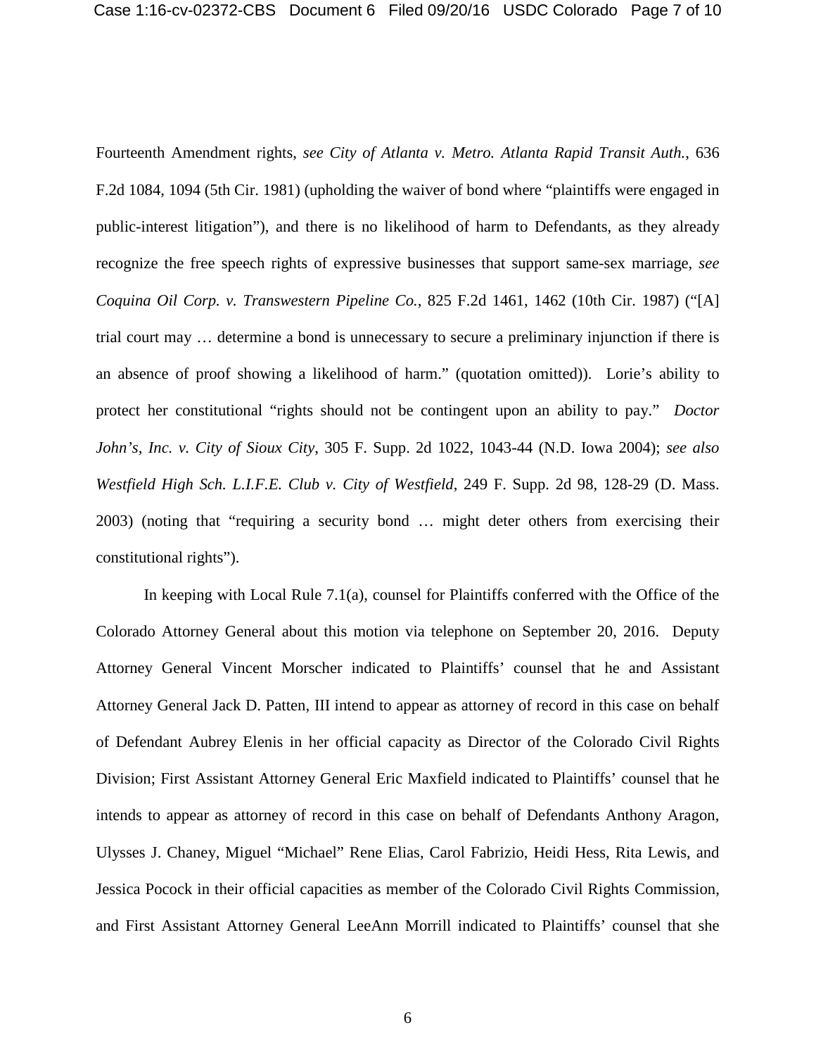Fourteenth Amendment rights, *see City of Atlanta v. Metro. Atlanta Rapid Transit Auth.*, 636 F.2d 1084, 1094 (5th Cir. 1981) (upholding the waiver of bond where "plaintiffs were engaged in public-interest litigation"), and there is no likelihood of harm to Defendants, as they already recognize the free speech rights of expressive businesses that support same-sex marriage, *see Coquina Oil Corp. v. Transwestern Pipeline Co.*, 825 F.2d 1461, 1462 (10th Cir. 1987) ("[A] trial court may … determine a bond is unnecessary to secure a preliminary injunction if there is an absence of proof showing a likelihood of harm." (quotation omitted)). Lorie's ability to protect her constitutional "rights should not be contingent upon an ability to pay." *Doctor John's, Inc. v. City of Sioux City*, 305 F. Supp. 2d 1022, 1043-44 (N.D. Iowa 2004); *see also Westfield High Sch. L.I.F.E. Club v. City of Westfield*, 249 F. Supp. 2d 98, 128-29 (D. Mass. 2003) (noting that "requiring a security bond … might deter others from exercising their constitutional rights").

In keeping with Local Rule 7.1(a), counsel for Plaintiffs conferred with the Office of the Colorado Attorney General about this motion via telephone on September 20, 2016. Deputy Attorney General Vincent Morscher indicated to Plaintiffs' counsel that he and Assistant Attorney General Jack D. Patten, III intend to appear as attorney of record in this case on behalf of Defendant Aubrey Elenis in her official capacity as Director of the Colorado Civil Rights Division; First Assistant Attorney General Eric Maxfield indicated to Plaintiffs' counsel that he intends to appear as attorney of record in this case on behalf of Defendants Anthony Aragon, Ulysses J. Chaney, Miguel "Michael" Rene Elias, Carol Fabrizio, Heidi Hess, Rita Lewis, and Jessica Pocock in their official capacities as member of the Colorado Civil Rights Commission, and First Assistant Attorney General LeeAnn Morrill indicated to Plaintiffs' counsel that she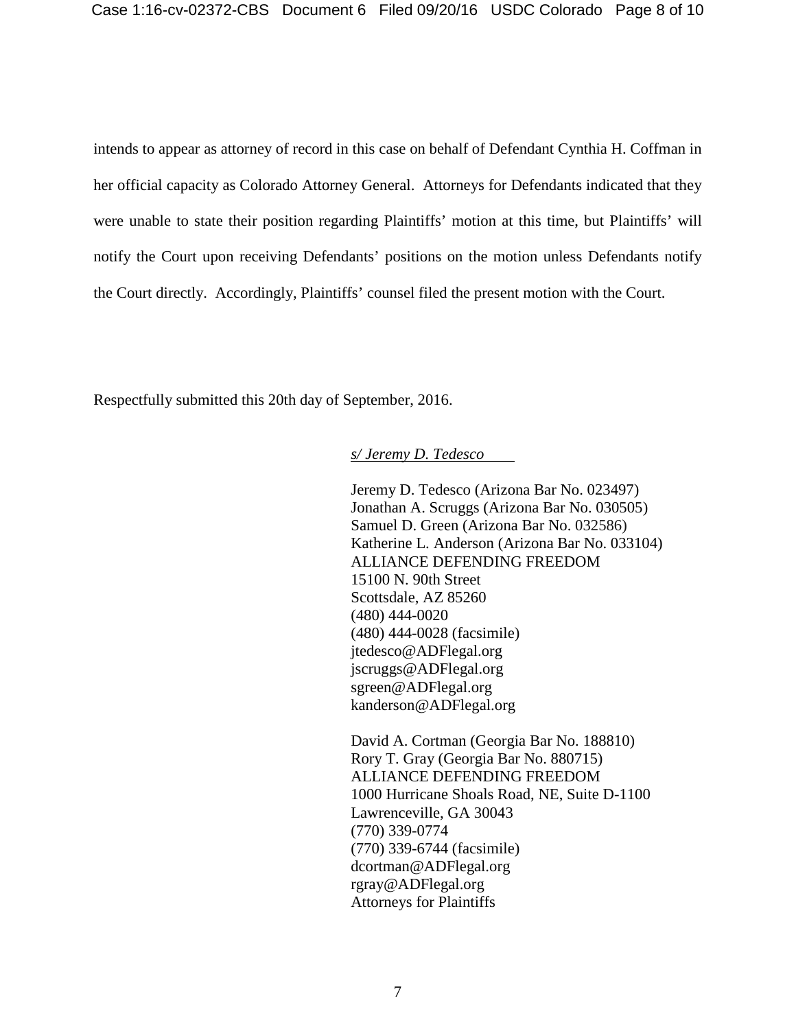intends to appear as attorney of record in this case on behalf of Defendant Cynthia H. Coffman in her official capacity as Colorado Attorney General. Attorneys for Defendants indicated that they were unable to state their position regarding Plaintiffs' motion at this time, but Plaintiffs' will notify the Court upon receiving Defendants' positions on the motion unless Defendants notify the Court directly. Accordingly, Plaintiffs' counsel filed the present motion with the Court.

Respectfully submitted this 20th day of September, 2016.

*s/ Jeremy D. Tedesco*

Jeremy D. Tedesco (Arizona Bar No. 023497)
Jonathan A. Scruggs (Arizona Bar No. 030505)
Samuel D. Green (Arizona Bar No. 032586)
Katherine L. Anderson (Arizona Bar No. 033104)
ALLIANCE DEFENDING FREEDOM
15100 N. 90th Street
Scottsdale, AZ 85260
(480) 444-0020
(480) 444-0028 (facsimile)
jtedesco@ADFlegal.org
jscruggs@ADFlegal.org
sgreen@ADFlegal.org
kanderson@ADFlegal.org

David A. Cortman (Georgia Bar No. 188810)
Rory T. Gray (Georgia Bar No. 880715)
ALLIANCE DEFENDING FREEDOM
1000 Hurricane Shoals Road, NE, Suite D-1100
Lawrenceville, GA 30043
(770) 339-0774
(770) 339-6744 (facsimile)
dcortman@ADFlegal.org
rgray@ADFlegal.org
Attorneys for Plaintiffs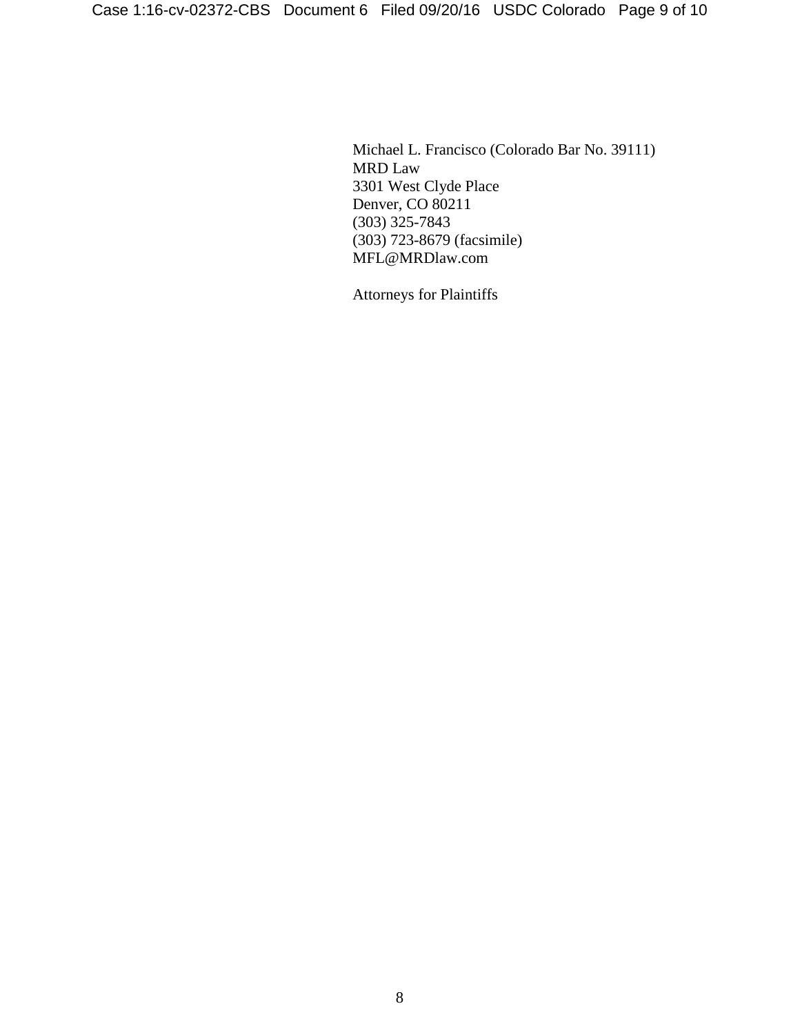Michael L. Francisco (Colorado Bar No. 39111)
MRD Law
3301 West Clyde Place
Denver, CO 80211
(303) 325-7843
(303) 723-8679 (facsimile)
MFL@MRDlaw.com

Attorneys for Plaintiffs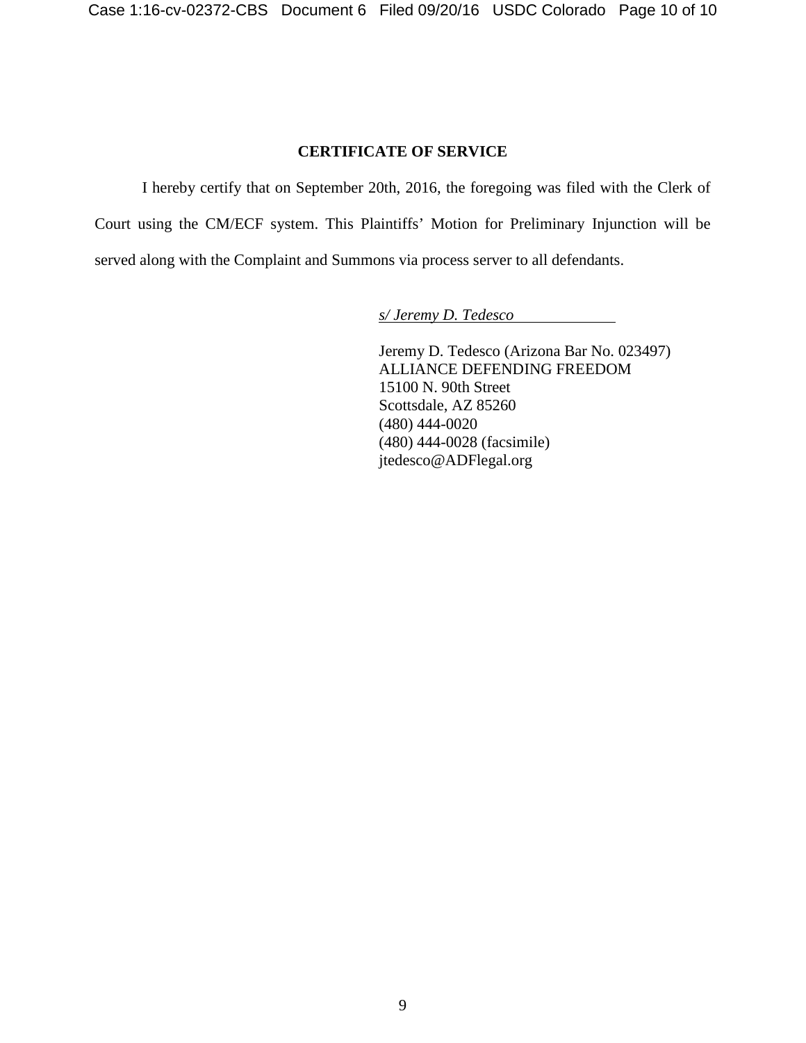## CERTIFICATE OF SERVICE

I hereby certify that on September 20th, 2016, the foregoing was filed with the Clerk of Court using the CM/ECF system. This Plaintiffs' Motion for Preliminary Injunction will be served along with the Complaint and Summons via process server to all defendants.

*s/ Jeremy D. Tedesco*

Jeremy D. Tedesco (Arizona Bar No. 023497)
ALLIANCE DEFENDING FREEDOM
15100 N. 90th Street
Scottsdale, AZ 85260
(480) 444-0020
(480) 444-0028 (facsimile)
jtedesco@ADFlegal.org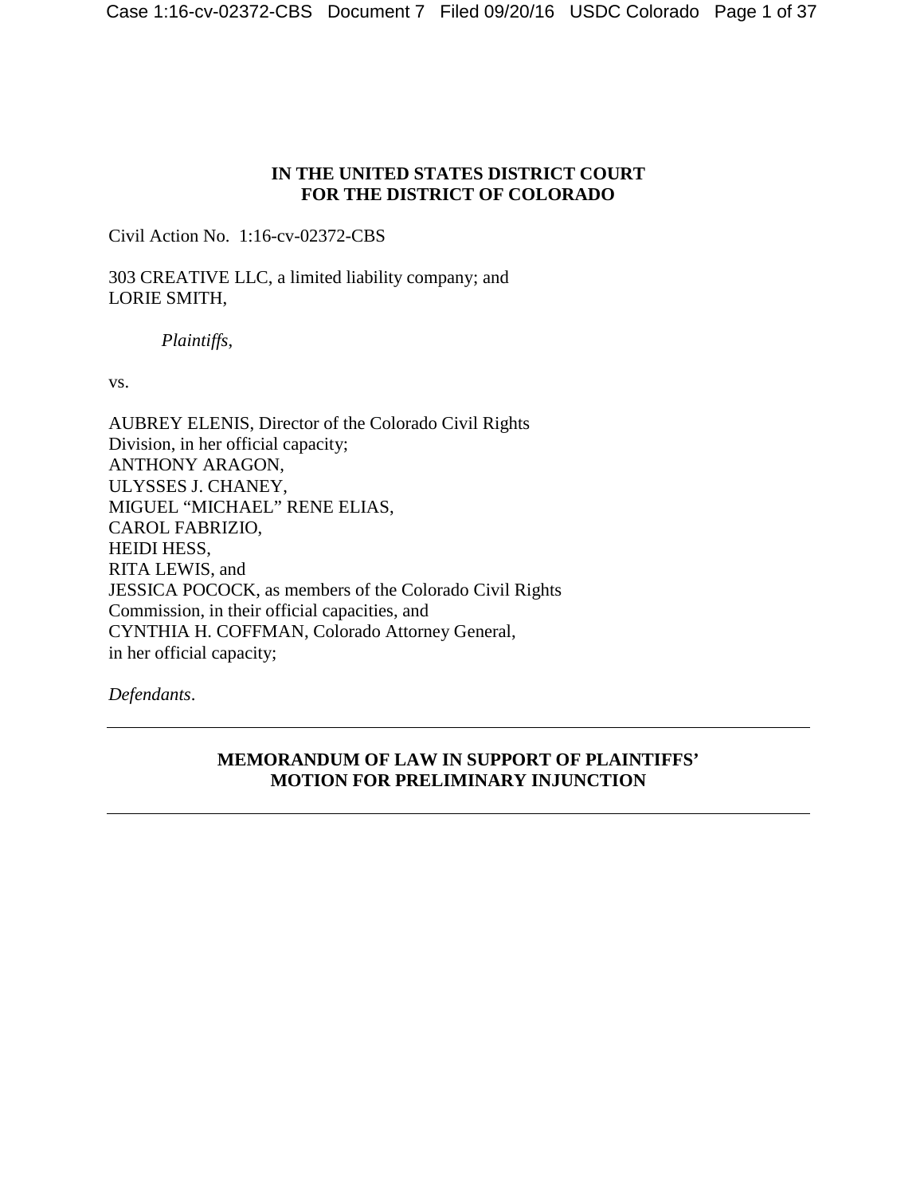**IN THE UNITED STATES DISTRICT COURT**
**FOR THE DISTRICT OF COLORADO**

Civil Action No. 1:16-cv-02372-CBS

303 CREATIVE LLC, a limited liability company; and
LORIE SMITH,

*Plaintiffs*,

vs.

AUBREY ELENIS, Director of the Colorado Civil Rights
Division, in her official capacity;
ANTHONY ARAGON,
ULYSSES J. CHANEY,
MIGUEL "MICHAEL" RENE ELIAS,
CAROL FABRIZIO,
HEIDI HESS,
RITA LEWIS, and
JESSICA POCOCK, as members of the Colorado Civil Rights
Commission, in their official capacities, and
CYNTHIA H. COFFMAN, Colorado Attorney General,
in her official capacity;

*Defendants*.

---

**MEMORANDUM OF LAW IN SUPPORT OF PLAINTIFFS' MOTION FOR PRELIMINARY INJUNCTION**

---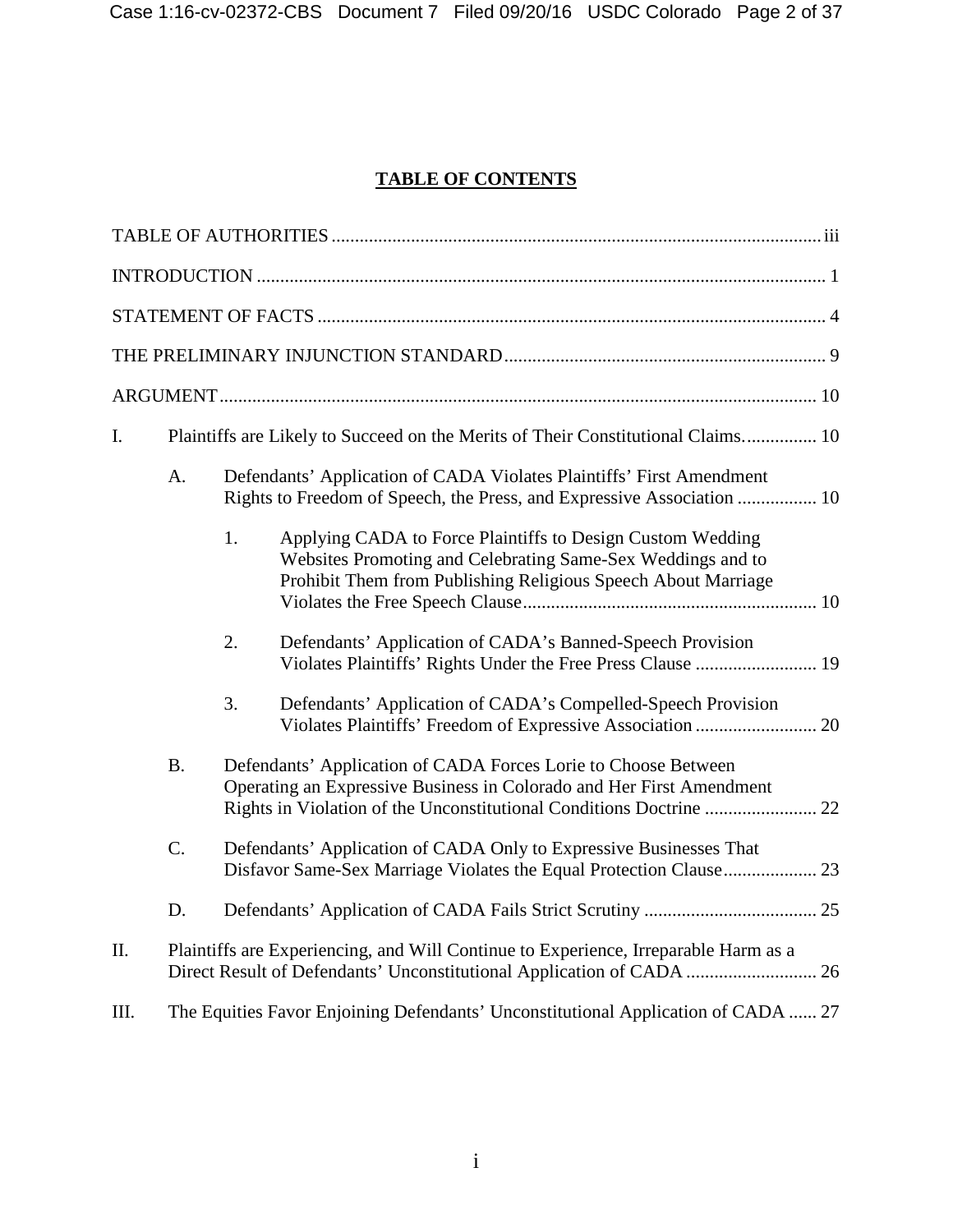# TABLE OF CONTENTS

TABLE OF AUTHORITIES ........................................................................................................ iii

INTRODUCTION ......................................................................................................................... 1

STATEMENT OF FACTS ............................................................................................................ 4

THE PRELIMINARY INJUNCTION STANDARD ..................................................................... 9

ARGUMENT ............................................................................................................................... 10

I. Plaintiffs are Likely to Succeed on the Merits of Their Constitutional Claims. ............... 10

   A. Defendants' Application of CADA Violates Plaintiffs' First Amendment Rights to Freedom of Speech, the Press, and Expressive Association ................. 10

      1. Applying CADA to Force Plaintiffs to Design Custom Wedding Websites Promoting and Celebrating Same-Sex Weddings and to Prohibit Them from Publishing Religious Speech About Marriage Violates the Free Speech Clause .............................................................. 10

      2. Defendants' Application of CADA's Banned-Speech Provision Violates Plaintiffs' Rights Under the Free Press Clause .......................... 19

      3. Defendants' Application of CADA's Compelled-Speech Provision Violates Plaintiffs' Freedom of Expressive Association .......................... 20

   B. Defendants' Application of CADA Forces Lorie to Choose Between Operating an Expressive Business in Colorado and Her First Amendment Rights in Violation of the Unconstitutional Conditions Doctrine ........................ 22

   C. Defendants' Application of CADA Only to Expressive Businesses That Disfavor Same-Sex Marriage Violates the Equal Protection Clause .................... 23

   D. Defendants' Application of CADA Fails Strict Scrutiny ..................................... 25

II. Plaintiffs are Experiencing, and Will Continue to Experience, Irreparable Harm as a Direct Result of Defendants' Unconstitutional Application of CADA ............................ 26

III. The Equities Favor Enjoining Defendants' Unconstitutional Application of CADA ...... 27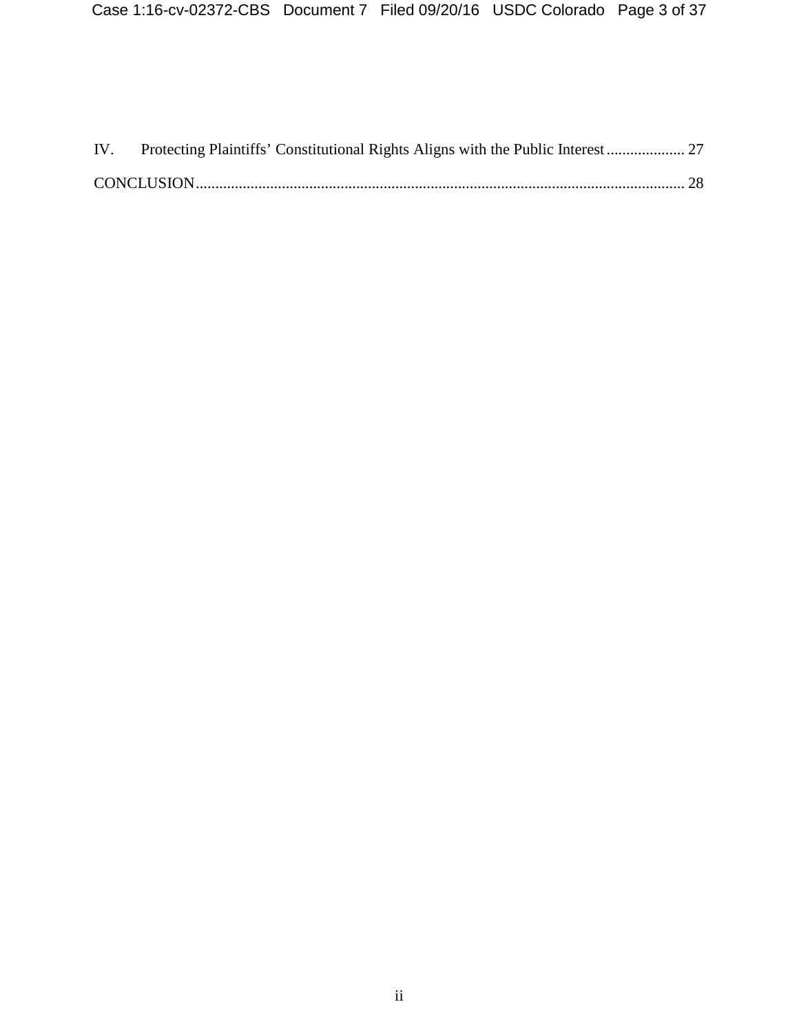IV. Protecting Plaintiffs' Constitutional Rights Aligns with the Public Interest .................... 27

CONCLUSION ........................................................................................................................... 28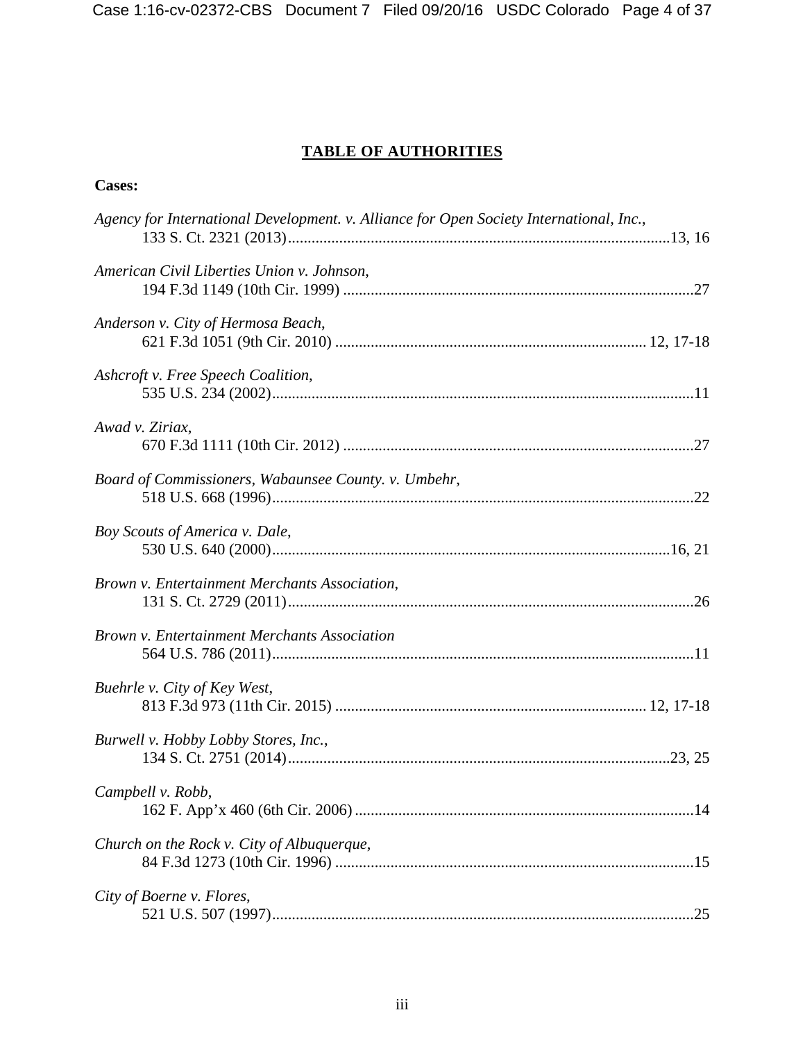## **TABLE OF AUTHORITIES**

**Cases:**

*Agency for International Development. v. Alliance for Open Society International, Inc.*,
133 S. Ct. 2321 (2013)......13, 16

*American Civil Liberties Union v. Johnson*,
194 F.3d 1149 (10th Cir. 1999)......27

*Anderson v. City of Hermosa Beach*,
621 F.3d 1051 (9th Cir. 2010)......12, 17-18

*Ashcroft v. Free Speech Coalition*,
535 U.S. 234 (2002)......11

*Awad v. Ziriax*,
670 F.3d 1111 (10th Cir. 2012)......27

*Board of Commissioners, Wabaunsee County. v. Umbehr*,
518 U.S. 668 (1996)......22

*Boy Scouts of America v. Dale*,
530 U.S. 640 (2000)......16, 21

*Brown v. Entertainment Merchants Association*,
131 S. Ct. 2729 (2011)......26

*Brown v. Entertainment Merchants Association*
564 U.S. 786 (2011)......11

*Buehrle v. City of Key West*,
813 F.3d 973 (11th Cir. 2015)......12, 17-18

*Burwell v. Hobby Lobby Stores, Inc.*,
134 S. Ct. 2751 (2014)......23, 25

*Campbell v. Robb*,
162 F. App'x 460 (6th Cir. 2006)......14

*Church on the Rock v. City of Albuquerque*,
84 F.3d 1273 (10th Cir. 1996)......15

*City of Boerne v. Flores*,
521 U.S. 507 (1997)......25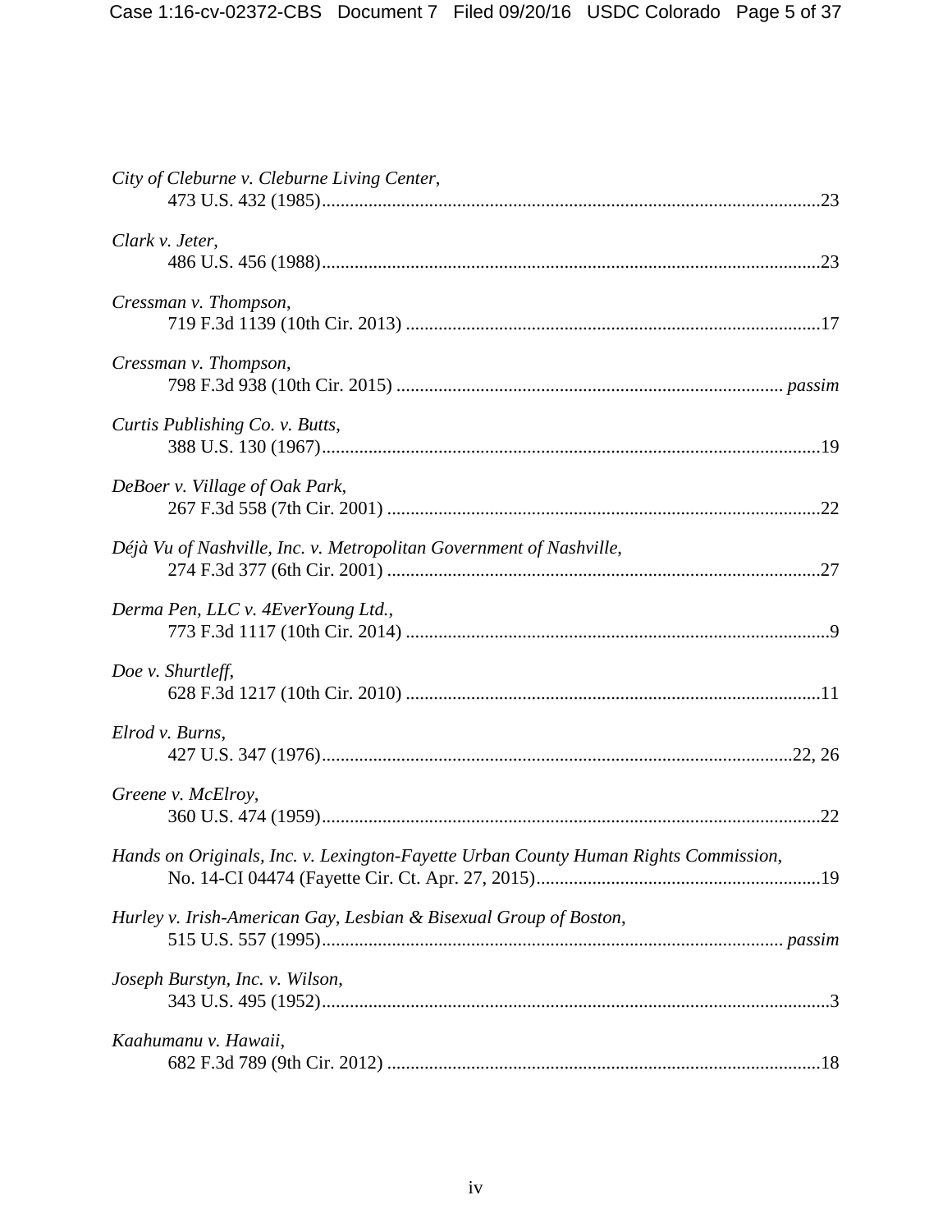*City of Cleburne v. Cleburne Living Center*,
473 U.S. 432 (1985).....23

*Clark v. Jeter*,
486 U.S. 456 (1988).....23

*Cressman v. Thompson*,
719 F.3d 1139 (10th Cir. 2013).....17

*Cressman v. Thompson*,
798 F.3d 938 (10th Cir. 2015)..... *passim*

*Curtis Publishing Co. v. Butts*,
388 U.S. 130 (1967).....19

*DeBoer v. Village of Oak Park*,
267 F.3d 558 (7th Cir. 2001).....22

*Déjà Vu of Nashville, Inc. v. Metropolitan Government of Nashville*,
274 F.3d 377 (6th Cir. 2001).....27

*Derma Pen, LLC v. 4EverYoung Ltd.*,
773 F.3d 1117 (10th Cir. 2014).....9

*Doe v. Shurtleff*,
628 F.3d 1217 (10th Cir. 2010).....11

*Elrod v. Burns*,
427 U.S. 347 (1976).....22, 26

*Greene v. McElroy*,
360 U.S. 474 (1959).....22

*Hands on Originals, Inc. v. Lexington-Fayette Urban County Human Rights Commission*,
No. 14-CI 04474 (Fayette Cir. Ct. Apr. 27, 2015).....19

*Hurley v. Irish-American Gay, Lesbian & Bisexual Group of Boston*,
515 U.S. 557 (1995)..... *passim*

*Joseph Burstyn, Inc. v. Wilson*,
343 U.S. 495 (1952).....3

*Kaahumanu v. Hawaii*,
682 F.3d 789 (9th Cir. 2012).....18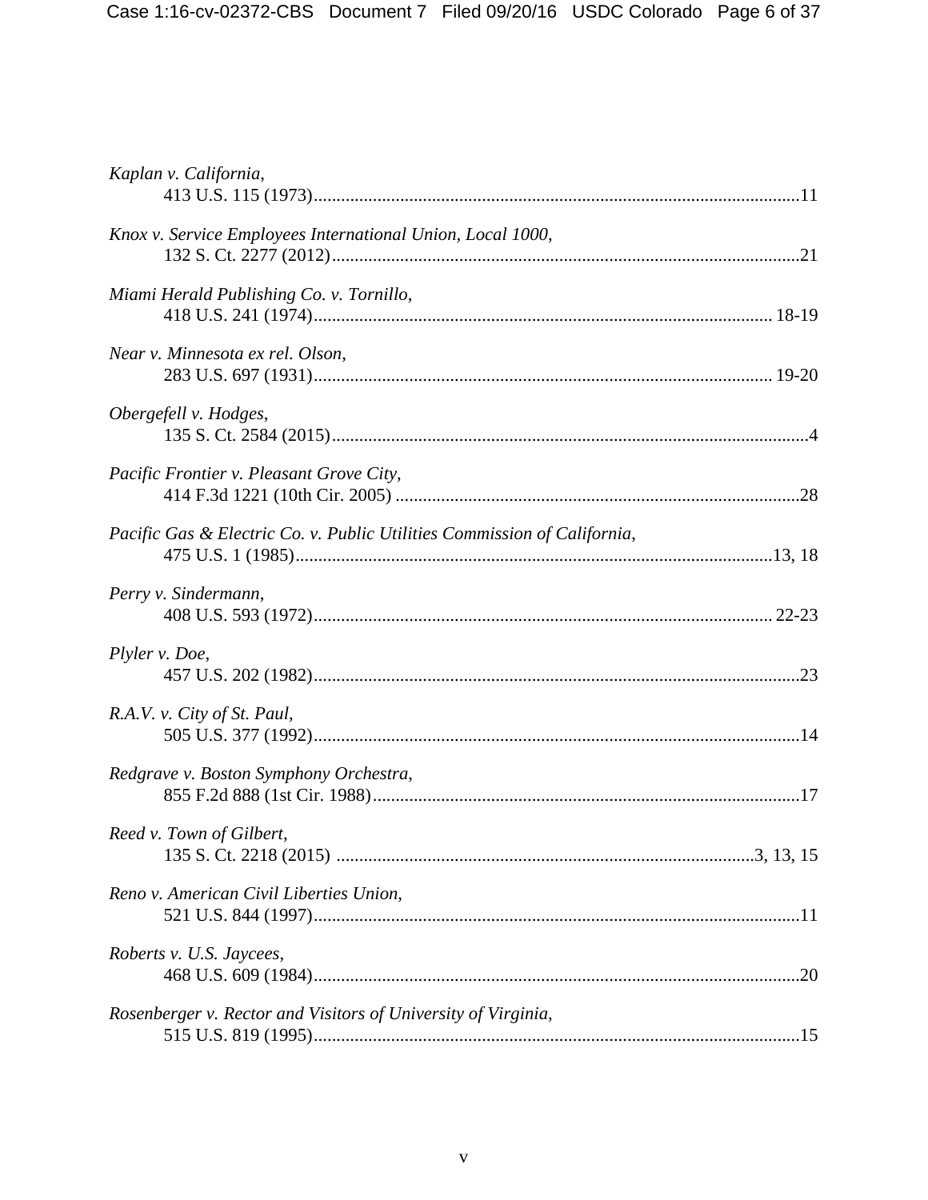*Kaplan v. California*,
413 U.S. 115 (1973)..........................................................................................................11

*Knox v. Service Employees International Union, Local 1000*,
132 S. Ct. 2277 (2012)......................................................................................................21

*Miami Herald Publishing Co. v. Tornillo*,
418 U.S. 241 (1974)................................................................................................... 18-19

*Near v. Minnesota ex rel. Olson*,
283 U.S. 697 (1931)................................................................................................... 19-20

*Obergefell v. Hodges*,
135 S. Ct. 2584 (2015)........................................................................................................4

*Pacific Frontier v. Pleasant Grove City*,
414 F.3d 1221 (10th Cir. 2005) ........................................................................................28

*Pacific Gas & Electric Co. v. Public Utilities Commission of California*,
475 U.S. 1 (1985)........................................................................................................13, 18

*Perry v. Sindermann*,
408 U.S. 593 (1972)................................................................................................... 22-23

*Plyler v. Doe*,
457 U.S. 202 (1982)..........................................................................................................23

*R.A.V. v. City of St. Paul*,
505 U.S. 377 (1992)..........................................................................................................14

*Redgrave v. Boston Symphony Orchestra*,
855 F.2d 888 (1st Cir. 1988).............................................................................................17

*Reed v. Town of Gilbert*,
135 S. Ct. 2218 (2015) ...........................................................................................3, 13, 15

*Reno v. American Civil Liberties Union*,
521 U.S. 844 (1997)..........................................................................................................11

*Roberts v. U.S. Jaycees*,
468 U.S. 609 (1984)..........................................................................................................20

*Rosenberger v. Rector and Visitors of University of Virginia*,
515 U.S. 819 (1995)..........................................................................................................15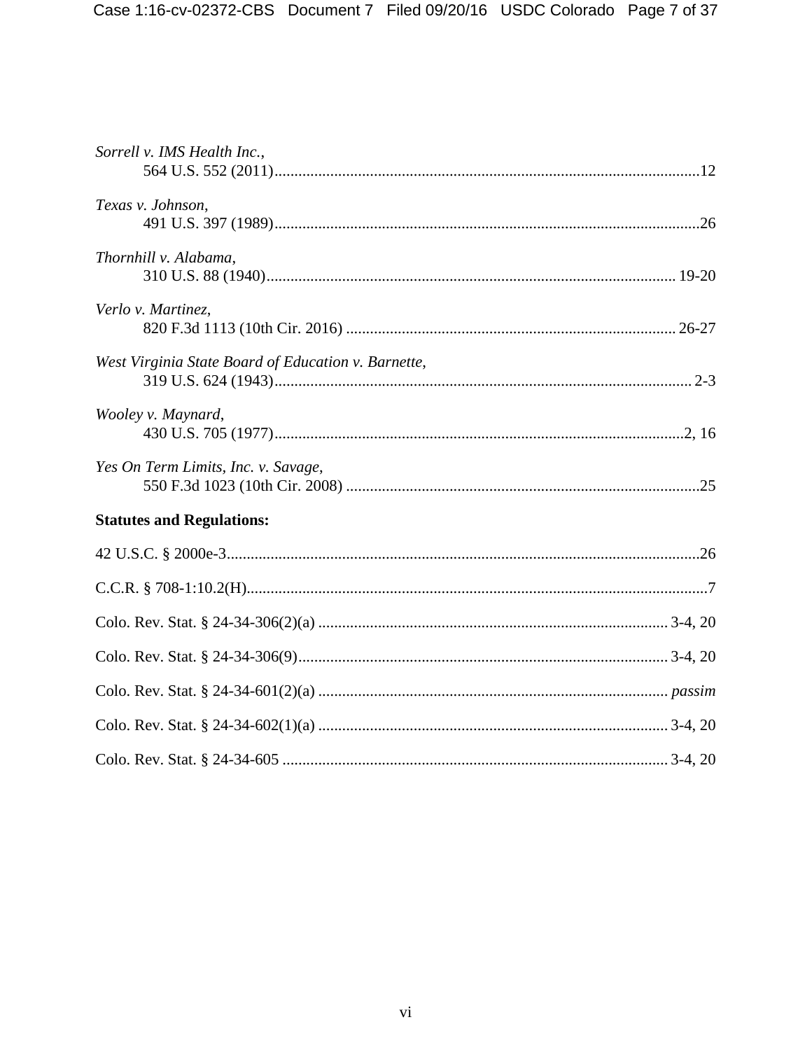*Sorrell v. IMS Health Inc.*,
564 U.S. 552 (2011)..........................................................................................................12

*Texas v. Johnson*,
491 U.S. 397 (1989)..........................................................................................................26

*Thornhill v. Alabama*,
310 U.S. 88 (1940)...................................................................................................... 19-20

*Verlo v. Martinez*,
820 F.3d 1113 (10th Cir. 2016) .................................................................................. 26-27

*West Virginia State Board of Education v. Barnette*,
319 U.S. 624 (1943)........................................................................................................ 2-3

*Wooley v. Maynard*,
430 U.S. 705 (1977).......................................................................................................2, 16

*Yes On Term Limits, Inc. v. Savage*,
550 F.3d 1023 (10th Cir. 2008) .........................................................................................25

**Statutes and Regulations:**

42 U.S.C. § 2000e-3.......................................................................................................................26

C.C.R. § 708-1:10.2(H).....................................................................................................................7

Colo. Rev. Stat. § 24-34-306(2)(a) ........................................................................................ 3-4, 20

Colo. Rev. Stat. § 24-34-306(9)............................................................................................. 3-4, 20

Colo. Rev. Stat. § 24-34-601(2)(a) ........................................................................................ *passim*

Colo. Rev. Stat. § 24-34-602(1)(a) ........................................................................................ 3-4, 20

Colo. Rev. Stat. § 24-34-605 ................................................................................................. 3-4, 20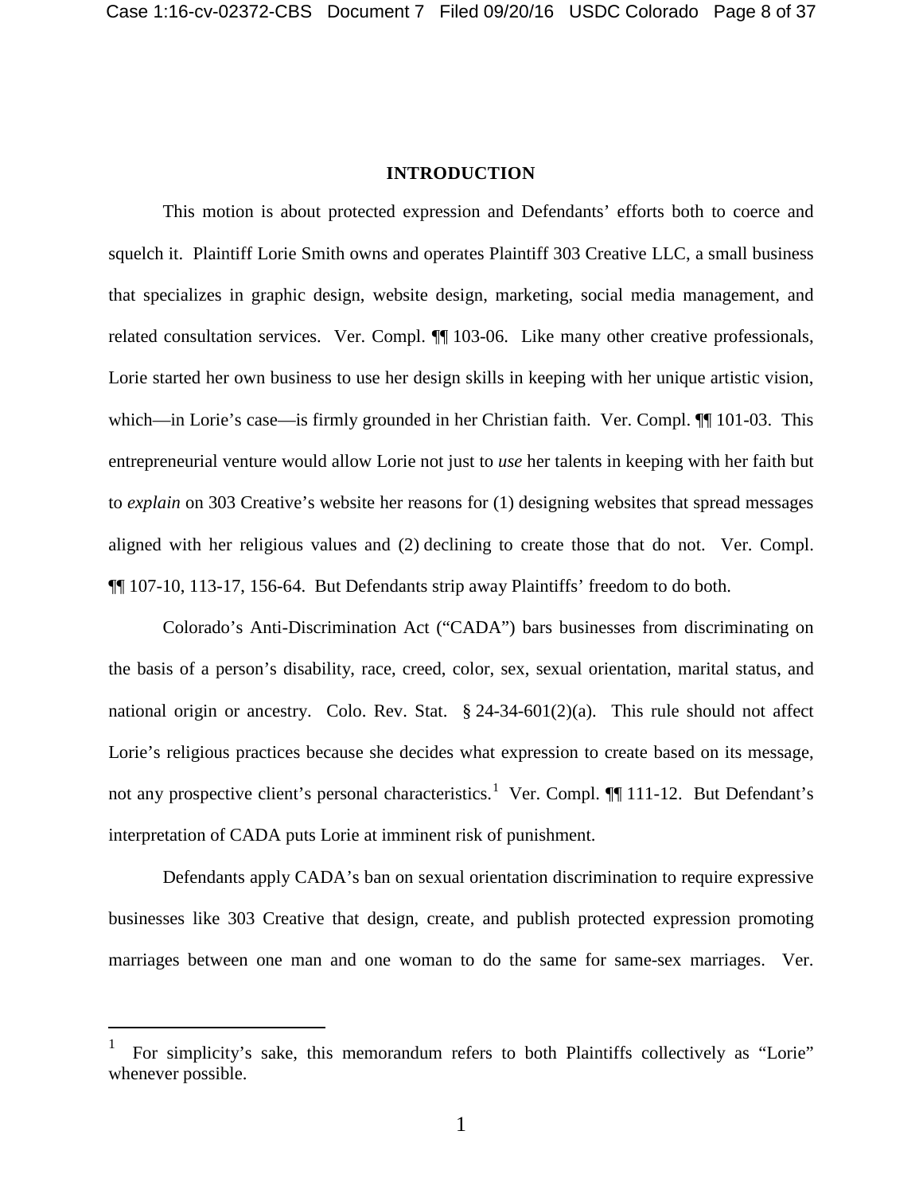## INTRODUCTION

This motion is about protected expression and Defendants' efforts both to coerce and squelch it. Plaintiff Lorie Smith owns and operates Plaintiff 303 Creative LLC, a small business that specializes in graphic design, website design, marketing, social media management, and related consultation services. Ver. Compl. ¶¶ 103-06. Like many other creative professionals, Lorie started her own business to use her design skills in keeping with her unique artistic vision, which—in Lorie's case—is firmly grounded in her Christian faith. Ver. Compl. ¶¶ 101-03. This entrepreneurial venture would allow Lorie not just to *use* her talents in keeping with her faith but to *explain* on 303 Creative's website her reasons for (1) designing websites that spread messages aligned with her religious values and (2) declining to create those that do not. Ver. Compl. ¶¶ 107-10, 113-17, 156-64. But Defendants strip away Plaintiffs' freedom to do both.

Colorado's Anti-Discrimination Act ("CADA") bars businesses from discriminating on the basis of a person's disability, race, creed, color, sex, sexual orientation, marital status, and national origin or ancestry. Colo. Rev. Stat. § 24-34-601(2)(a). This rule should not affect Lorie's religious practices because she decides what expression to create based on its message, not any prospective client's personal characteristics.[1] Ver. Compl. ¶¶ 111-12. But Defendant's interpretation of CADA puts Lorie at imminent risk of punishment.

Defendants apply CADA's ban on sexual orientation discrimination to require expressive businesses like 303 Creative that design, create, and publish protected expression promoting marriages between one man and one woman to do the same for same-sex marriages. Ver.

---

[1] For simplicity's sake, this memorandum refers to both Plaintiffs collectively as "Lorie" whenever possible.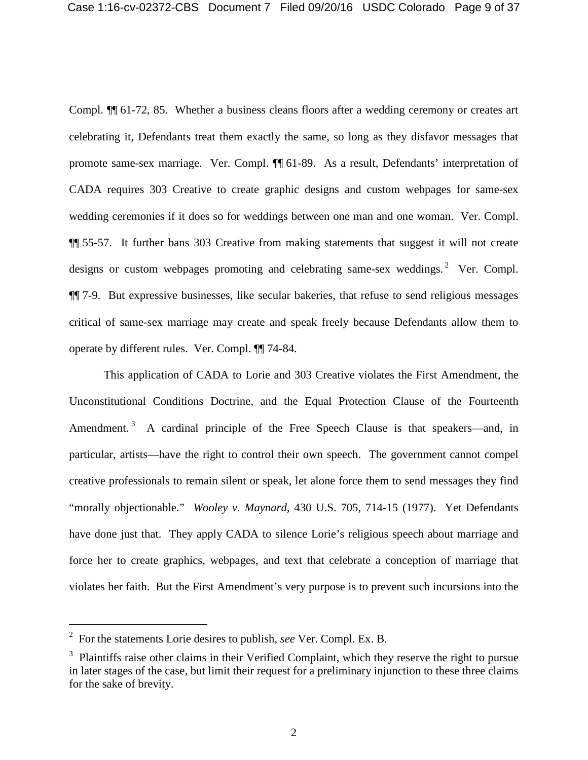Compl. ¶¶ 61-72, 85. Whether a business cleans floors after a wedding ceremony or creates art celebrating it, Defendants treat them exactly the same, so long as they disfavor messages that promote same-sex marriage. Ver. Compl. ¶¶ 61-89. As a result, Defendants' interpretation of CADA requires 303 Creative to create graphic designs and custom webpages for same-sex wedding ceremonies if it does so for weddings between one man and one woman. Ver. Compl. ¶¶ 55-57. It further bans 303 Creative from making statements that suggest it will not create designs or custom webpages promoting and celebrating same-sex weddings.[2] Ver. Compl. ¶¶ 7-9. But expressive businesses, like secular bakeries, that refuse to send religious messages critical of same-sex marriage may create and speak freely because Defendants allow them to operate by different rules. Ver. Compl. ¶¶ 74-84.

This application of CADA to Lorie and 303 Creative violates the First Amendment, the Unconstitutional Conditions Doctrine, and the Equal Protection Clause of the Fourteenth Amendment.[3] A cardinal principle of the Free Speech Clause is that speakers—and, in particular, artists—have the right to control their own speech. The government cannot compel creative professionals to remain silent or speak, let alone force them to send messages they find "morally objectionable." *Wooley v. Maynard*, 430 U.S. 705, 714-15 (1977). Yet Defendants have done just that. They apply CADA to silence Lorie's religious speech about marriage and force her to create graphics, webpages, and text that celebrate a conception of marriage that violates her faith. But the First Amendment's very purpose is to prevent such incursions into the

---

[2] For the statements Lorie desires to publish, *see* Ver. Compl. Ex. B.

[3] Plaintiffs raise other claims in their Verified Complaint, which they reserve the right to pursue in later stages of the case, but limit their request for a preliminary injunction to these three claims for the sake of brevity.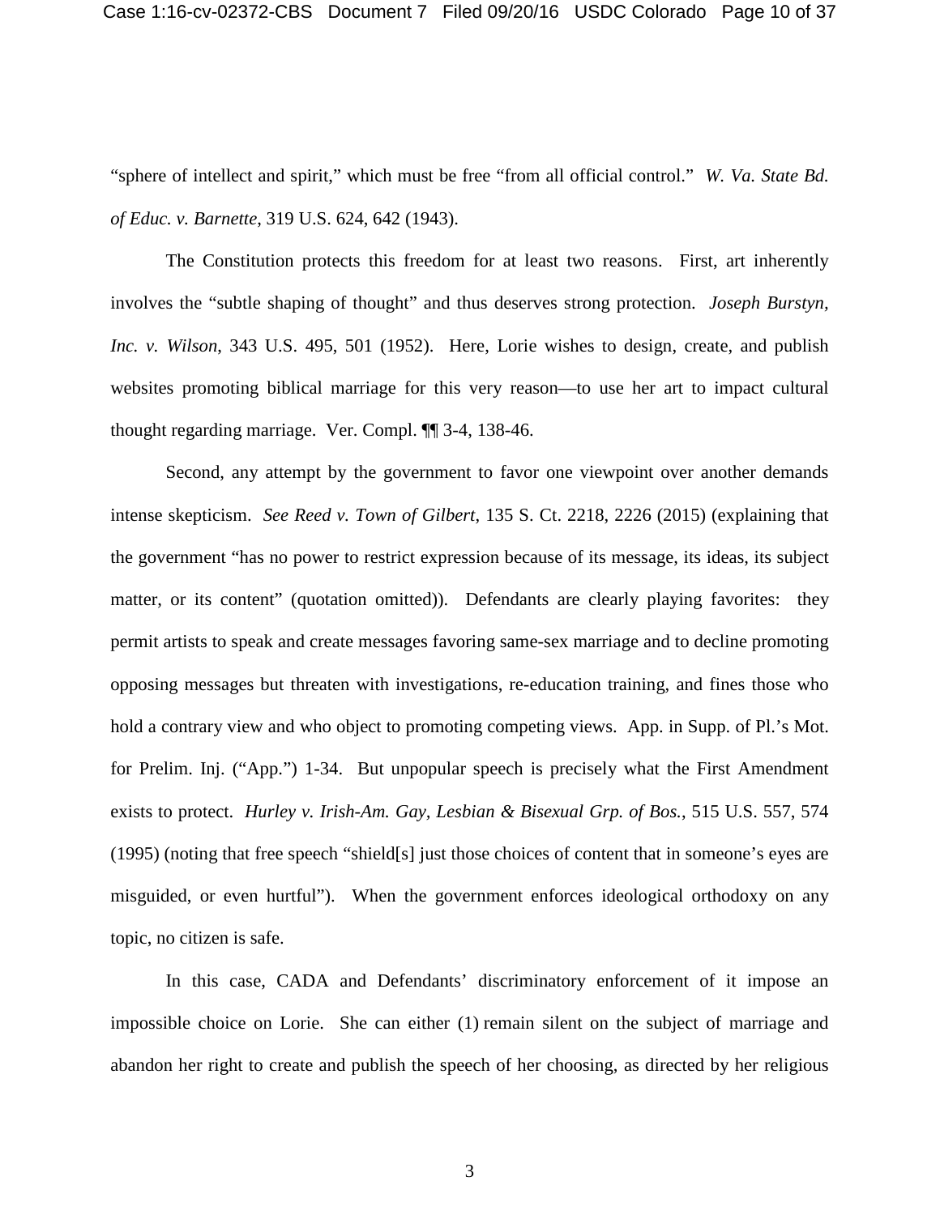"sphere of intellect and spirit," which must be free "from all official control." *W. Va. State Bd. of Educ. v. Barnette*, 319 U.S. 624, 642 (1943).

The Constitution protects this freedom for at least two reasons. First, art inherently involves the "subtle shaping of thought" and thus deserves strong protection. *Joseph Burstyn, Inc. v. Wilson*, 343 U.S. 495, 501 (1952). Here, Lorie wishes to design, create, and publish websites promoting biblical marriage for this very reason—to use her art to impact cultural thought regarding marriage. Ver. Compl. ¶¶ 3-4, 138-46.

Second, any attempt by the government to favor one viewpoint over another demands intense skepticism. *See Reed v. Town of Gilbert*, 135 S. Ct. 2218, 2226 (2015) (explaining that the government "has no power to restrict expression because of its message, its ideas, its subject matter, or its content" (quotation omitted)). Defendants are clearly playing favorites: they permit artists to speak and create messages favoring same-sex marriage and to decline promoting opposing messages but threaten with investigations, re-education training, and fines those who hold a contrary view and who object to promoting competing views. App. in Supp. of Pl.'s Mot. for Prelim. Inj. ("App.") 1-34. But unpopular speech is precisely what the First Amendment exists to protect. *Hurley v. Irish-Am. Gay, Lesbian & Bisexual Grp. of Bos.*, 515 U.S. 557, 574 (1995) (noting that free speech "shield[s] just those choices of content that in someone's eyes are misguided, or even hurtful"). When the government enforces ideological orthodoxy on any topic, no citizen is safe.

In this case, CADA and Defendants' discriminatory enforcement of it impose an impossible choice on Lorie. She can either (1) remain silent on the subject of marriage and abandon her right to create and publish the speech of her choosing, as directed by her religious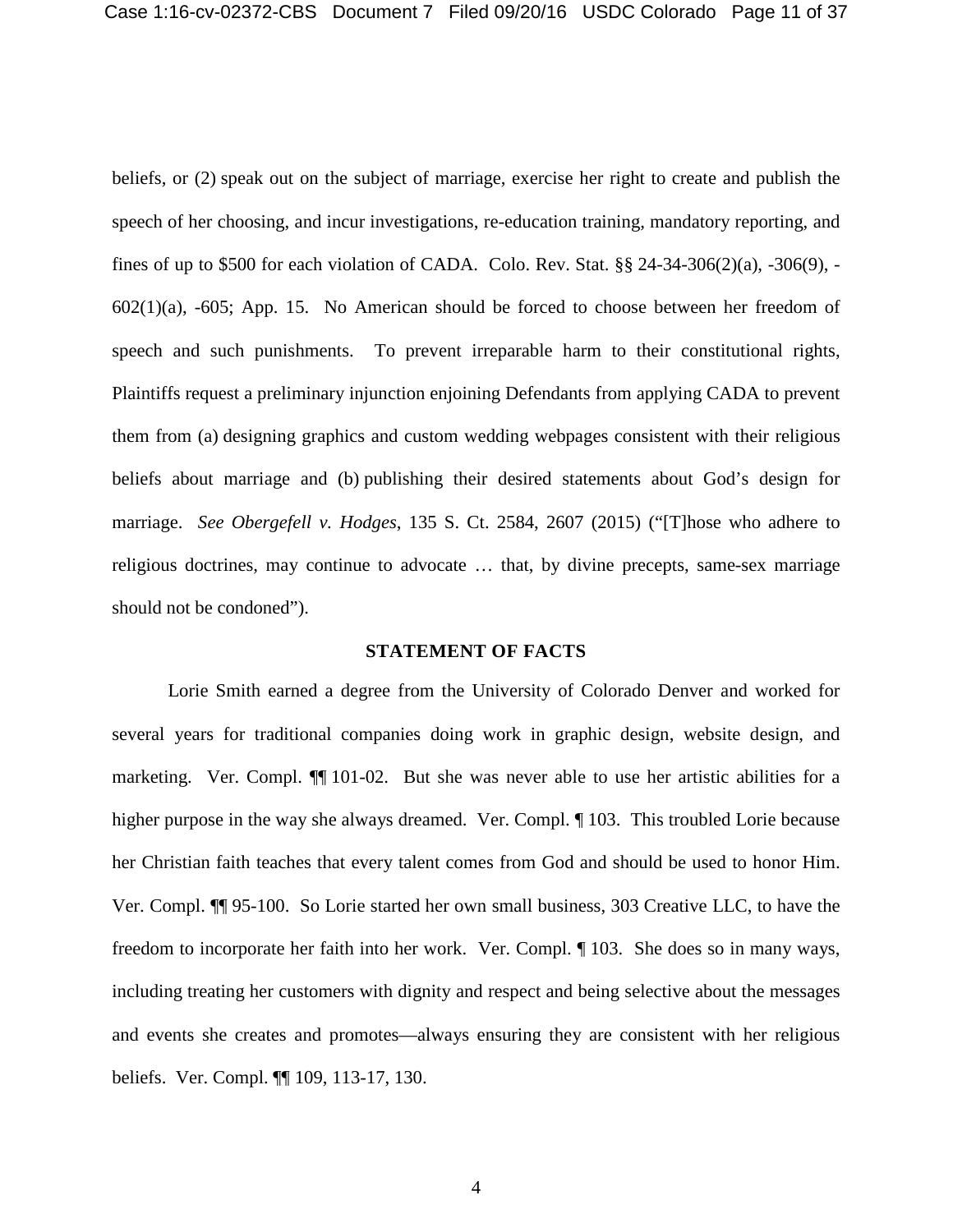beliefs, or (2) speak out on the subject of marriage, exercise her right to create and publish the speech of her choosing, and incur investigations, re-education training, mandatory reporting, and fines of up to $500 for each violation of CADA. Colo. Rev. Stat. §§ 24-34-306(2)(a), -306(9), -602(1)(a), -605; App. 15. No American should be forced to choose between her freedom of speech and such punishments. To prevent irreparable harm to their constitutional rights, Plaintiffs request a preliminary injunction enjoining Defendants from applying CADA to prevent them from (a) designing graphics and custom wedding webpages consistent with their religious beliefs about marriage and (b) publishing their desired statements about God's design for marriage. *See Obergefell v. Hodges*, 135 S. Ct. 2584, 2607 (2015) ("[T]hose who adhere to religious doctrines, may continue to advocate … that, by divine precepts, same-sex marriage should not be condoned").

## STATEMENT OF FACTS

Lorie Smith earned a degree from the University of Colorado Denver and worked for several years for traditional companies doing work in graphic design, website design, and marketing. Ver. Compl. ¶¶ 101-02. But she was never able to use her artistic abilities for a higher purpose in the way she always dreamed. Ver. Compl. ¶ 103. This troubled Lorie because her Christian faith teaches that every talent comes from God and should be used to honor Him. Ver. Compl. ¶¶ 95-100. So Lorie started her own small business, 303 Creative LLC, to have the freedom to incorporate her faith into her work. Ver. Compl. ¶ 103. She does so in many ways, including treating her customers with dignity and respect and being selective about the messages and events she creates and promotes—always ensuring they are consistent with her religious beliefs. Ver. Compl. ¶¶ 109, 113-17, 130.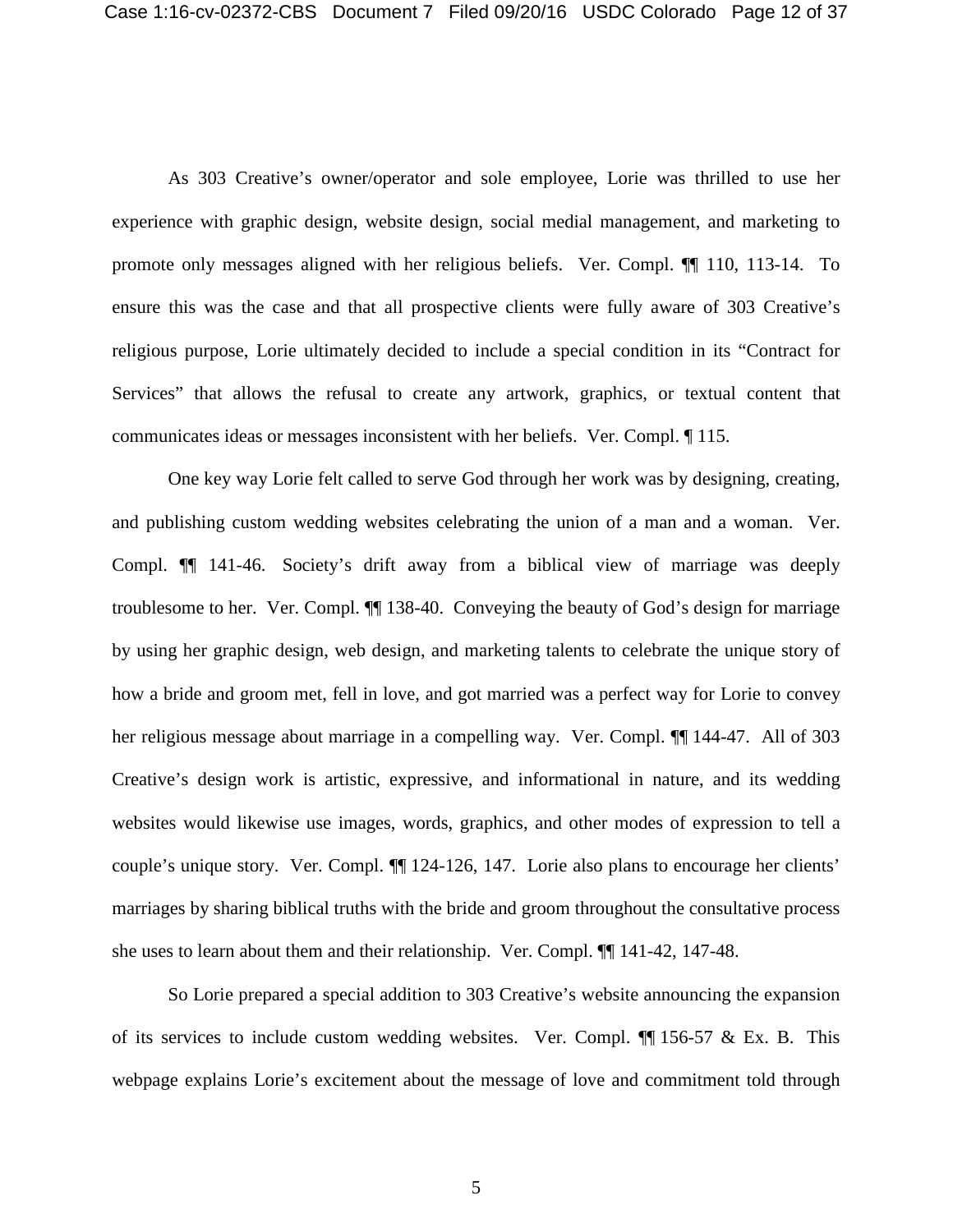As 303 Creative's owner/operator and sole employee, Lorie was thrilled to use her experience with graphic design, website design, social medial management, and marketing to promote only messages aligned with her religious beliefs. Ver. Compl. ¶¶ 110, 113-14. To ensure this was the case and that all prospective clients were fully aware of 303 Creative's religious purpose, Lorie ultimately decided to include a special condition in its "Contract for Services" that allows the refusal to create any artwork, graphics, or textual content that communicates ideas or messages inconsistent with her beliefs. Ver. Compl. ¶ 115.

One key way Lorie felt called to serve God through her work was by designing, creating, and publishing custom wedding websites celebrating the union of a man and a woman. Ver. Compl. ¶¶ 141-46. Society's drift away from a biblical view of marriage was deeply troublesome to her. Ver. Compl. ¶¶ 138-40. Conveying the beauty of God's design for marriage by using her graphic design, web design, and marketing talents to celebrate the unique story of how a bride and groom met, fell in love, and got married was a perfect way for Lorie to convey her religious message about marriage in a compelling way. Ver. Compl. ¶¶ 144-47. All of 303 Creative's design work is artistic, expressive, and informational in nature, and its wedding websites would likewise use images, words, graphics, and other modes of expression to tell a couple's unique story. Ver. Compl. ¶¶ 124-126, 147. Lorie also plans to encourage her clients' marriages by sharing biblical truths with the bride and groom throughout the consultative process she uses to learn about them and their relationship. Ver. Compl. ¶¶ 141-42, 147-48.

So Lorie prepared a special addition to 303 Creative's website announcing the expansion of its services to include custom wedding websites. Ver. Compl. ¶¶ 156-57 & Ex. B. This webpage explains Lorie's excitement about the message of love and commitment told through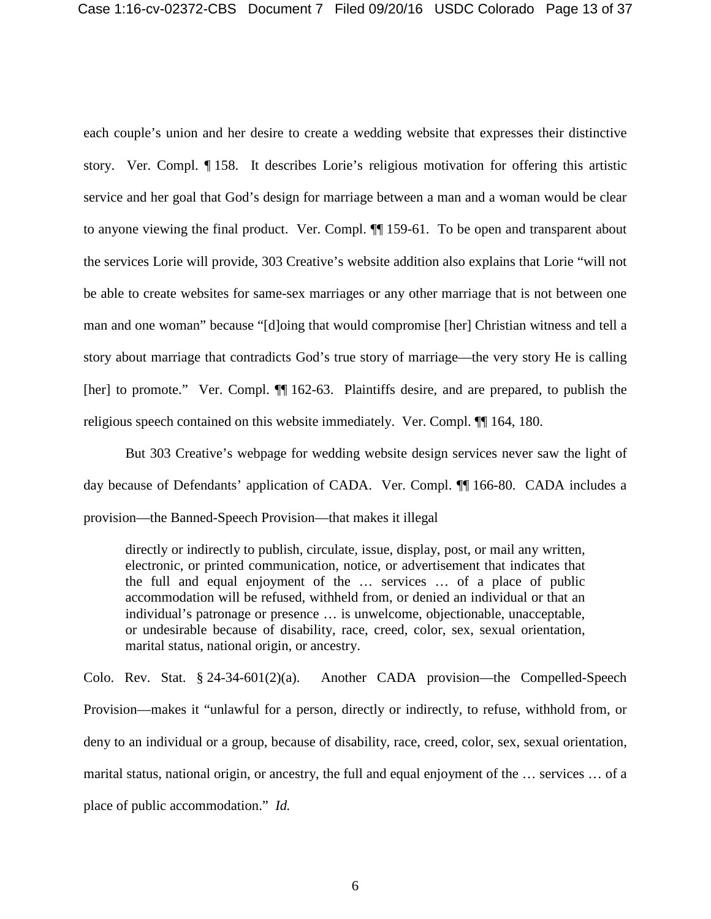each couple's union and her desire to create a wedding website that expresses their distinctive story. Ver. Compl. ¶ 158. It describes Lorie's religious motivation for offering this artistic service and her goal that God's design for marriage between a man and a woman would be clear to anyone viewing the final product. Ver. Compl. ¶¶ 159-61. To be open and transparent about the services Lorie will provide, 303 Creative's website addition also explains that Lorie "will not be able to create websites for same-sex marriages or any other marriage that is not between one man and one woman" because "[d]oing that would compromise [her] Christian witness and tell a story about marriage that contradicts God's true story of marriage—the very story He is calling [her] to promote." Ver. Compl. ¶¶ 162-63. Plaintiffs desire, and are prepared, to publish the religious speech contained on this website immediately. Ver. Compl. ¶¶ 164, 180.

But 303 Creative's webpage for wedding website design services never saw the light of day because of Defendants' application of CADA. Ver. Compl. ¶¶ 166-80. CADA includes a provision—the Banned-Speech Provision—that makes it illegal

> directly or indirectly to publish, circulate, issue, display, post, or mail any written, electronic, or printed communication, notice, or advertisement that indicates that the full and equal enjoyment of the … services … of a place of public accommodation will be refused, withheld from, or denied an individual or that an individual's patronage or presence … is unwelcome, objectionable, unacceptable, or undesirable because of disability, race, creed, color, sex, sexual orientation, marital status, national origin, or ancestry.

Colo. Rev. Stat. § 24-34-601(2)(a). Another CADA provision—the Compelled-Speech Provision—makes it "unlawful for a person, directly or indirectly, to refuse, withhold from, or deny to an individual or a group, because of disability, race, creed, color, sex, sexual orientation, marital status, national origin, or ancestry, the full and equal enjoyment of the … services … of a place of public accommodation." *Id.*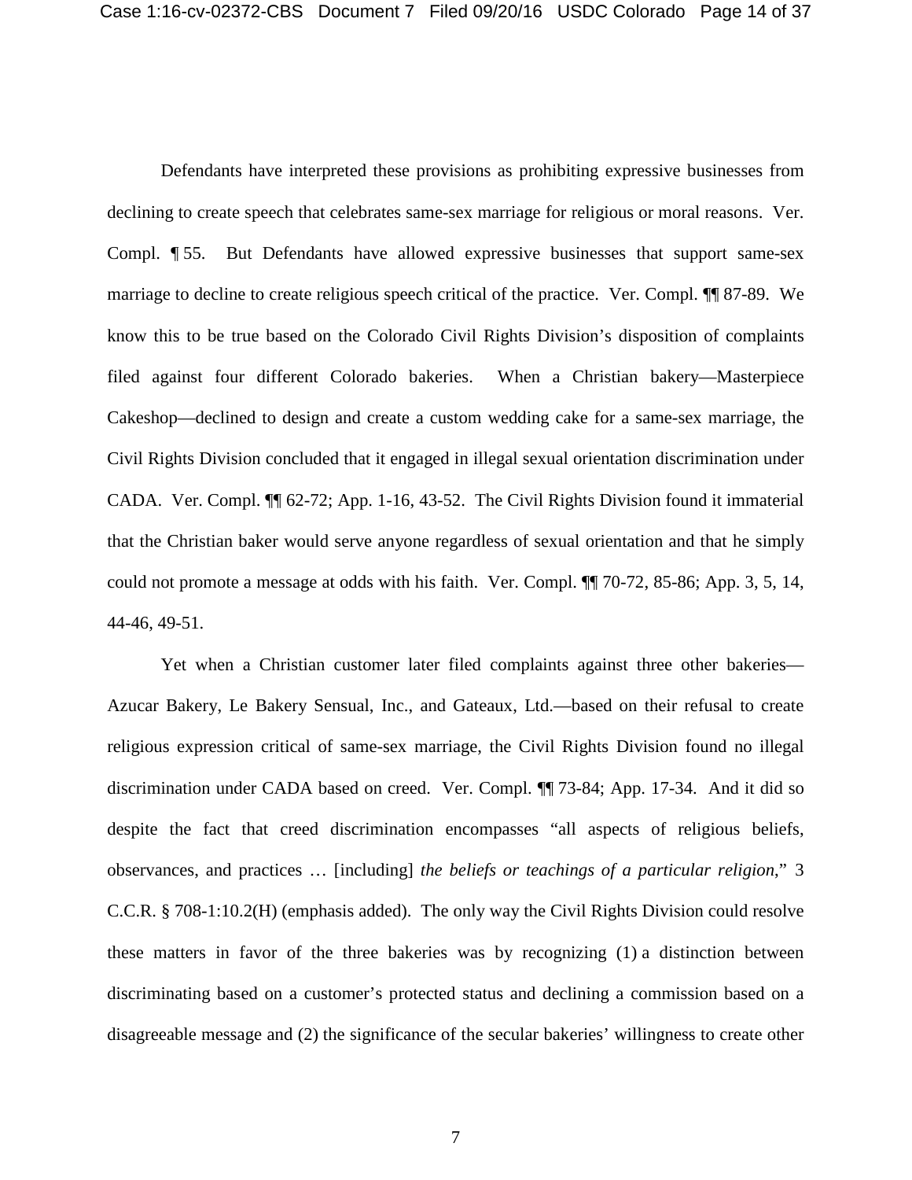Defendants have interpreted these provisions as prohibiting expressive businesses from declining to create speech that celebrates same-sex marriage for religious or moral reasons. Ver. Compl. ¶ 55. But Defendants have allowed expressive businesses that support same-sex marriage to decline to create religious speech critical of the practice. Ver. Compl. ¶¶ 87-89. We know this to be true based on the Colorado Civil Rights Division's disposition of complaints filed against four different Colorado bakeries. When a Christian bakery—Masterpiece Cakeshop—declined to design and create a custom wedding cake for a same-sex marriage, the Civil Rights Division concluded that it engaged in illegal sexual orientation discrimination under CADA. Ver. Compl. ¶¶ 62-72; App. 1-16, 43-52. The Civil Rights Division found it immaterial that the Christian baker would serve anyone regardless of sexual orientation and that he simply could not promote a message at odds with his faith. Ver. Compl. ¶¶ 70-72, 85-86; App. 3, 5, 14, 44-46, 49-51.

Yet when a Christian customer later filed complaints against three other bakeries—Azucar Bakery, Le Bakery Sensual, Inc., and Gateaux, Ltd.—based on their refusal to create religious expression critical of same-sex marriage, the Civil Rights Division found no illegal discrimination under CADA based on creed. Ver. Compl. ¶¶ 73-84; App. 17-34. And it did so despite the fact that creed discrimination encompasses "all aspects of religious beliefs, observances, and practices … [including] *the beliefs or teachings of a particular religion*," 3 C.C.R. § 708-1:10.2(H) (emphasis added). The only way the Civil Rights Division could resolve these matters in favor of the three bakeries was by recognizing (1) a distinction between discriminating based on a customer's protected status and declining a commission based on a disagreeable message and (2) the significance of the secular bakeries' willingness to create other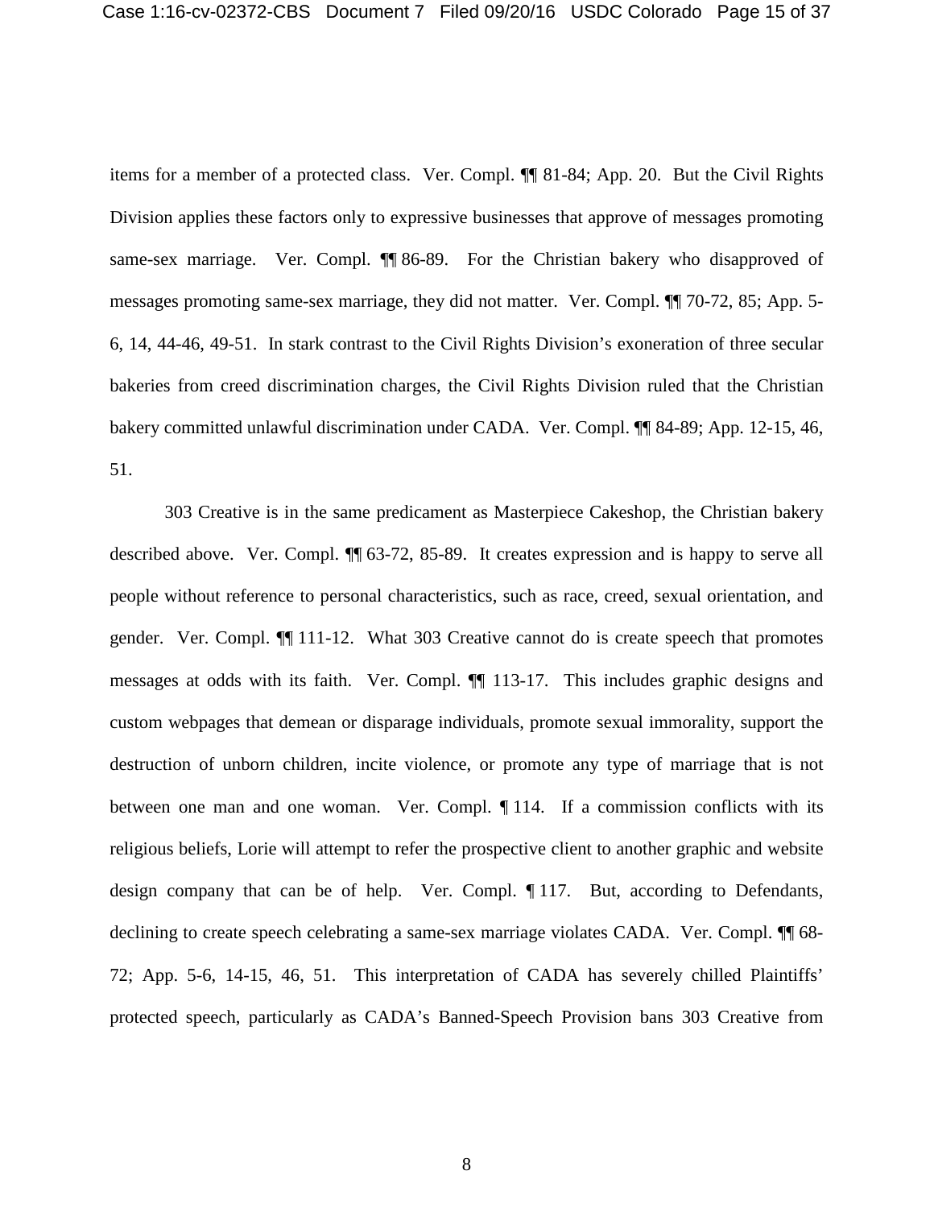items for a member of a protected class. Ver. Compl. ¶¶ 81-84; App. 20. But the Civil Rights Division applies these factors only to expressive businesses that approve of messages promoting same-sex marriage. Ver. Compl. ¶¶ 86-89. For the Christian bakery who disapproved of messages promoting same-sex marriage, they did not matter. Ver. Compl. ¶¶ 70-72, 85; App. 5-6, 14, 44-46, 49-51. In stark contrast to the Civil Rights Division's exoneration of three secular bakeries from creed discrimination charges, the Civil Rights Division ruled that the Christian bakery committed unlawful discrimination under CADA. Ver. Compl. ¶¶ 84-89; App. 12-15, 46, 51.

303 Creative is in the same predicament as Masterpiece Cakeshop, the Christian bakery described above. Ver. Compl. ¶¶ 63-72, 85-89. It creates expression and is happy to serve all people without reference to personal characteristics, such as race, creed, sexual orientation, and gender. Ver. Compl. ¶¶ 111-12. What 303 Creative cannot do is create speech that promotes messages at odds with its faith. Ver. Compl. ¶¶ 113-17. This includes graphic designs and custom webpages that demean or disparage individuals, promote sexual immorality, support the destruction of unborn children, incite violence, or promote any type of marriage that is not between one man and one woman. Ver. Compl. ¶ 114. If a commission conflicts with its religious beliefs, Lorie will attempt to refer the prospective client to another graphic and website design company that can be of help. Ver. Compl. ¶ 117. But, according to Defendants, declining to create speech celebrating a same-sex marriage violates CADA. Ver. Compl. ¶¶ 68-72; App. 5-6, 14-15, 46, 51. This interpretation of CADA has severely chilled Plaintiffs' protected speech, particularly as CADA's Banned-Speech Provision bans 303 Creative from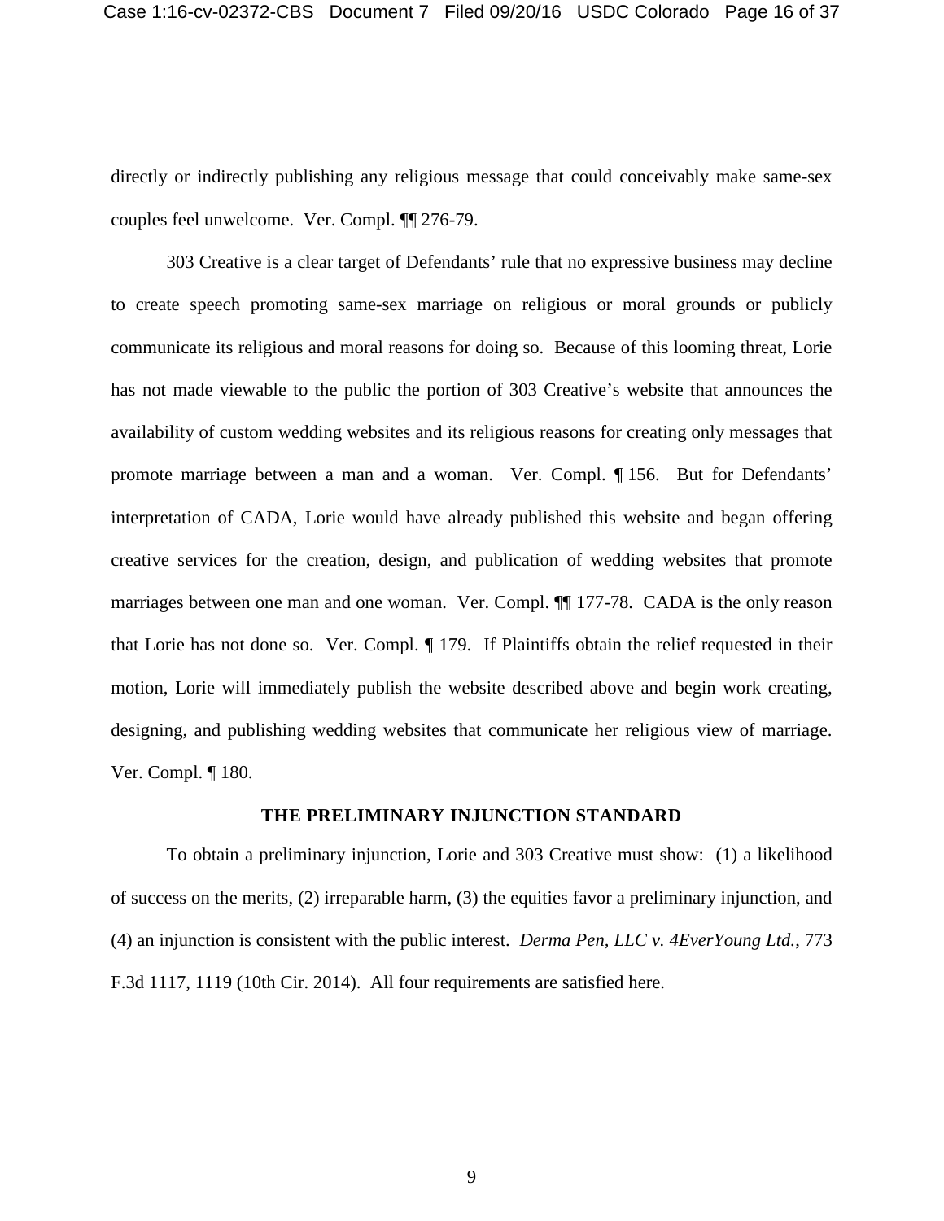directly or indirectly publishing any religious message that could conceivably make same-sex couples feel unwelcome. Ver. Compl. ¶¶ 276-79.

303 Creative is a clear target of Defendants' rule that no expressive business may decline to create speech promoting same-sex marriage on religious or moral grounds or publicly communicate its religious and moral reasons for doing so. Because of this looming threat, Lorie has not made viewable to the public the portion of 303 Creative's website that announces the availability of custom wedding websites and its religious reasons for creating only messages that promote marriage between a man and a woman. Ver. Compl. ¶ 156. But for Defendants' interpretation of CADA, Lorie would have already published this website and began offering creative services for the creation, design, and publication of wedding websites that promote marriages between one man and one woman. Ver. Compl. ¶¶ 177-78. CADA is the only reason that Lorie has not done so. Ver. Compl. ¶ 179. If Plaintiffs obtain the relief requested in their motion, Lorie will immediately publish the website described above and begin work creating, designing, and publishing wedding websites that communicate her religious view of marriage. Ver. Compl. ¶ 180.

## THE PRELIMINARY INJUNCTION STANDARD

To obtain a preliminary injunction, Lorie and 303 Creative must show: (1) a likelihood of success on the merits, (2) irreparable harm, (3) the equities favor a preliminary injunction, and (4) an injunction is consistent with the public interest. *Derma Pen, LLC v. 4EverYoung Ltd.*, 773 F.3d 1117, 1119 (10th Cir. 2014). All four requirements are satisfied here.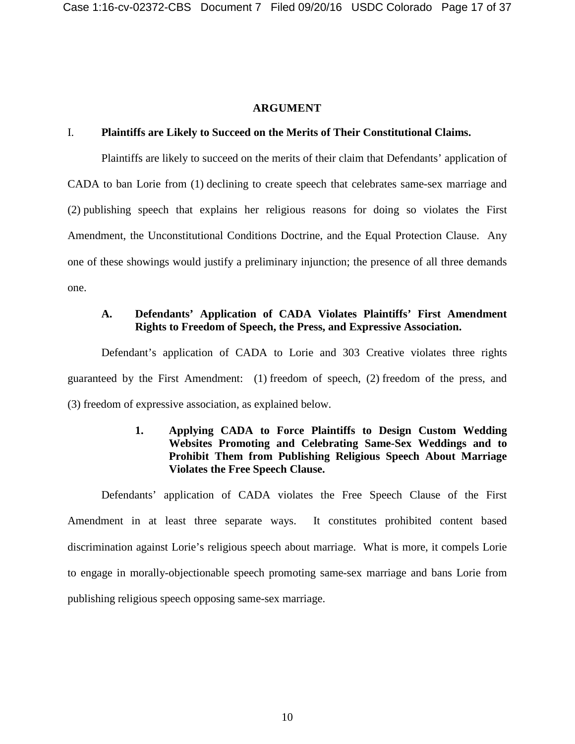## ARGUMENT

### I. Plaintiffs are Likely to Succeed on the Merits of Their Constitutional Claims.

Plaintiffs are likely to succeed on the merits of their claim that Defendants' application of CADA to ban Lorie from (1) declining to create speech that celebrates same-sex marriage and (2) publishing speech that explains her religious reasons for doing so violates the First Amendment, the Unconstitutional Conditions Doctrine, and the Equal Protection Clause. Any one of these showings would justify a preliminary injunction; the presence of all three demands one.

#### A. Defendants' Application of CADA Violates Plaintiffs' First Amendment Rights to Freedom of Speech, the Press, and Expressive Association.

Defendant's application of CADA to Lorie and 303 Creative violates three rights guaranteed by the First Amendment: (1) freedom of speech, (2) freedom of the press, and (3) freedom of expressive association, as explained below.

##### 1. Applying CADA to Force Plaintiffs to Design Custom Wedding Websites Promoting and Celebrating Same-Sex Weddings and to Prohibit Them from Publishing Religious Speech About Marriage Violates the Free Speech Clause.

Defendants' application of CADA violates the Free Speech Clause of the First Amendment in at least three separate ways. It constitutes prohibited content based discrimination against Lorie's religious speech about marriage. What is more, it compels Lorie to engage in morally-objectionable speech promoting same-sex marriage and bans Lorie from publishing religious speech opposing same-sex marriage.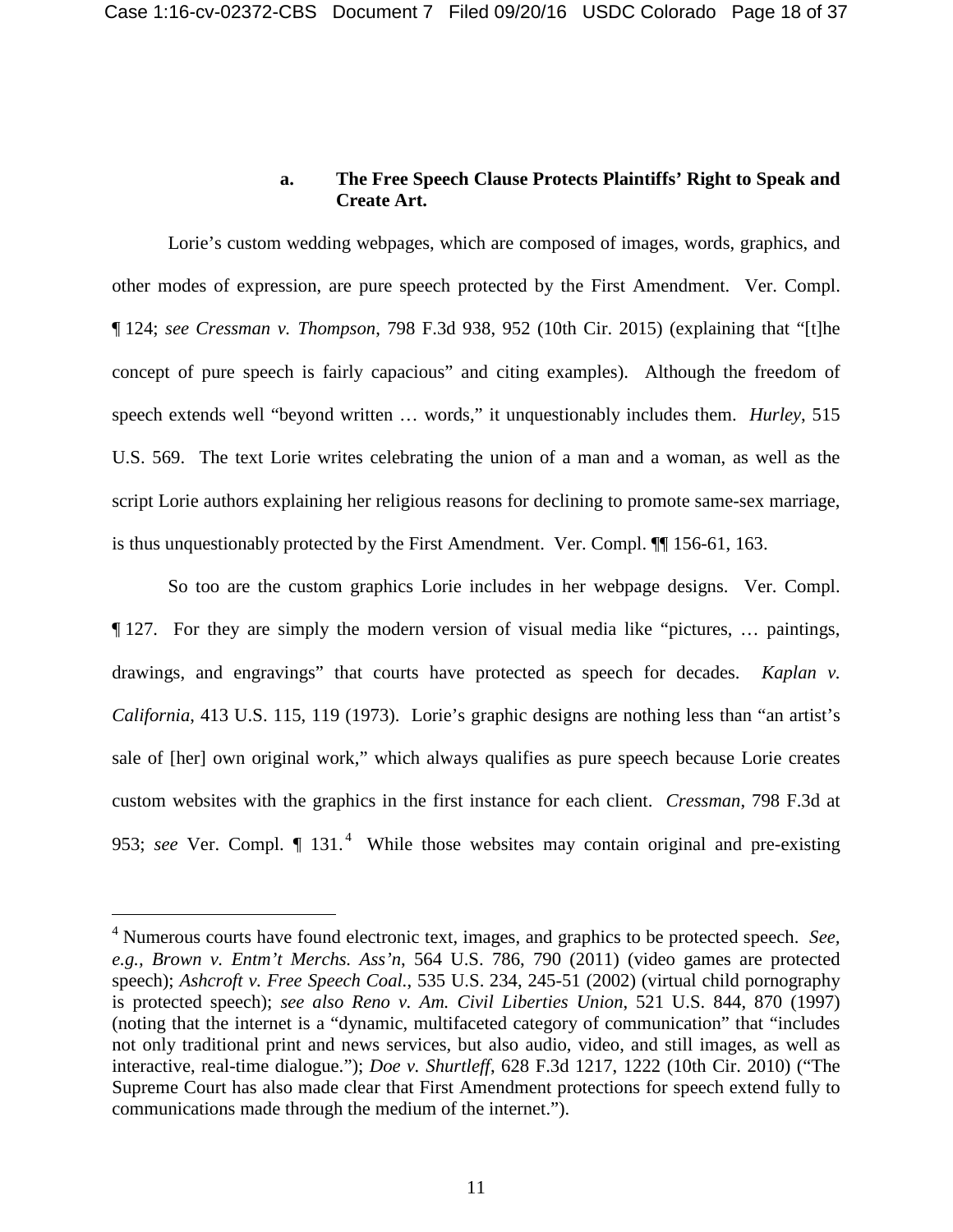#### a. The Free Speech Clause Protects Plaintiffs' Right to Speak and Create Art.

Lorie's custom wedding webpages, which are composed of images, words, graphics, and other modes of expression, are pure speech protected by the First Amendment. Ver. Compl. ¶ 124; *see Cressman v. Thompson*, 798 F.3d 938, 952 (10th Cir. 2015) (explaining that "[t]he concept of pure speech is fairly capacious" and citing examples). Although the freedom of speech extends well "beyond written … words," it unquestionably includes them. *Hurley*, 515 U.S. 569. The text Lorie writes celebrating the union of a man and a woman, as well as the script Lorie authors explaining her religious reasons for declining to promote same-sex marriage, is thus unquestionably protected by the First Amendment. Ver. Compl. ¶¶ 156-61, 163.

So too are the custom graphics Lorie includes in her webpage designs. Ver. Compl. ¶ 127. For they are simply the modern version of visual media like "pictures, … paintings, drawings, and engravings" that courts have protected as speech for decades. *Kaplan v. California*, 413 U.S. 115, 119 (1973). Lorie's graphic designs are nothing less than "an artist's sale of [her] own original work," which always qualifies as pure speech because Lorie creates custom websites with the graphics in the first instance for each client. *Cressman*, 798 F.3d at 953; *see* Ver. Compl. ¶ 131.[4] While those websites may contain original and pre-existing

---

[4] Numerous courts have found electronic text, images, and graphics to be protected speech. *See, e.g.*, *Brown v. Entm't Merchs. Ass'n*, 564 U.S. 786, 790 (2011) (video games are protected speech); *Ashcroft v. Free Speech Coal.*, 535 U.S. 234, 245-51 (2002) (virtual child pornography is protected speech); *see also Reno v. Am. Civil Liberties Union*, 521 U.S. 844, 870 (1997) (noting that the internet is a "dynamic, multifaceted category of communication" that "includes not only traditional print and news services, but also audio, video, and still images, as well as interactive, real-time dialogue."); *Doe v. Shurtleff*, 628 F.3d 1217, 1222 (10th Cir. 2010) ("The Supreme Court has also made clear that First Amendment protections for speech extend fully to communications made through the medium of the internet.").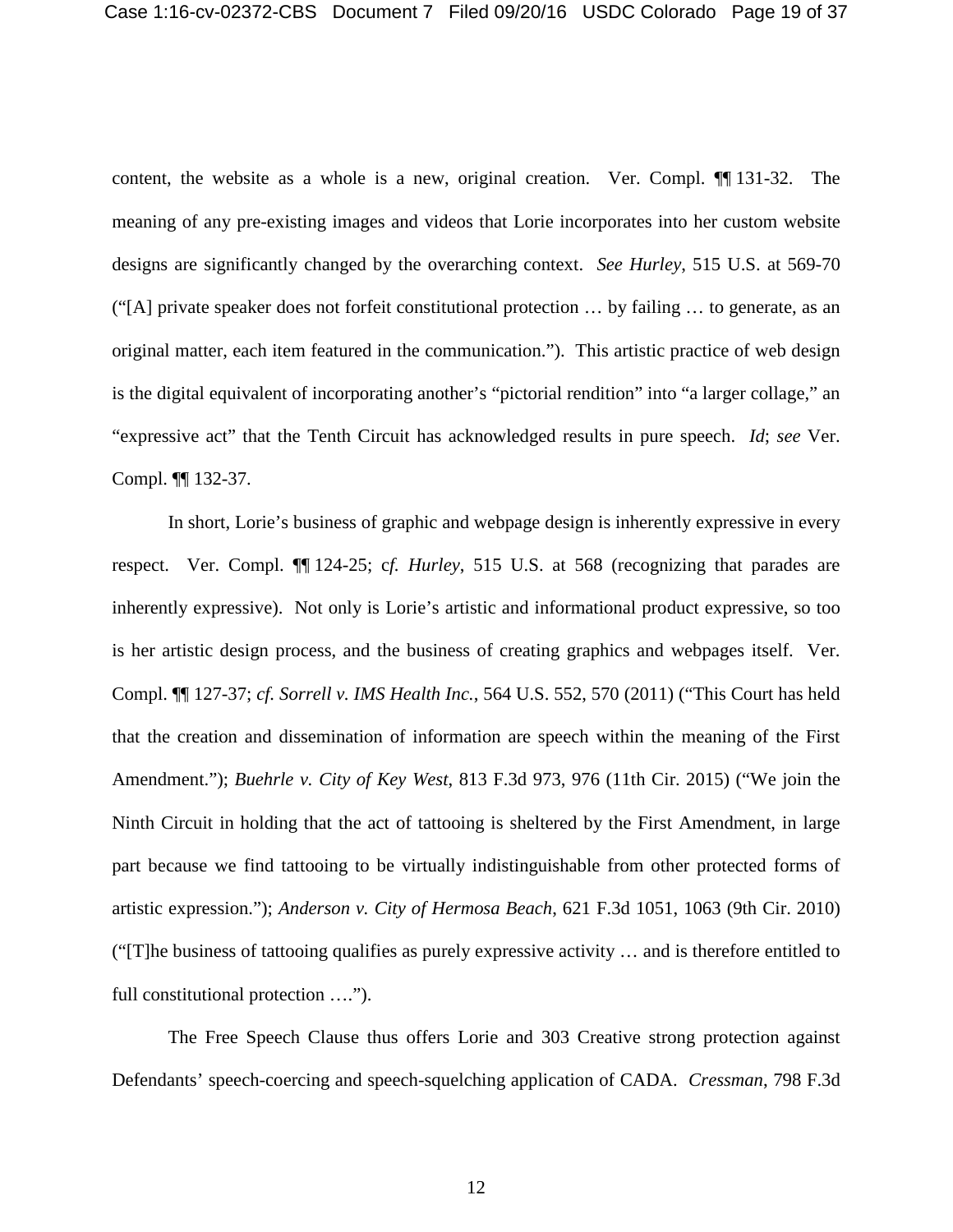content, the website as a whole is a new, original creation. Ver. Compl. ¶¶ 131-32. The meaning of any pre-existing images and videos that Lorie incorporates into her custom website designs are significantly changed by the overarching context. *See Hurley*, 515 U.S. at 569-70 ("[A] private speaker does not forfeit constitutional protection … by failing … to generate, as an original matter, each item featured in the communication."). This artistic practice of web design is the digital equivalent of incorporating another's "pictorial rendition" into "a larger collage," an "expressive act" that the Tenth Circuit has acknowledged results in pure speech. *Id*; *see* Ver. Compl. ¶¶ 132-37.

In short, Lorie's business of graphic and webpage design is inherently expressive in every respect. Ver. Compl. ¶¶ 124-25; c*f. Hurley*, 515 U.S. at 568 (recognizing that parades are inherently expressive). Not only is Lorie's artistic and informational product expressive, so too is her artistic design process, and the business of creating graphics and webpages itself. Ver. Compl. ¶¶ 127-37; *cf. Sorrell v. IMS Health Inc.*, 564 U.S. 552, 570 (2011) ("This Court has held that the creation and dissemination of information are speech within the meaning of the First Amendment."); *Buehrle v. City of Key West*, 813 F.3d 973, 976 (11th Cir. 2015) ("We join the Ninth Circuit in holding that the act of tattooing is sheltered by the First Amendment, in large part because we find tattooing to be virtually indistinguishable from other protected forms of artistic expression."); *Anderson v. City of Hermosa Beach*, 621 F.3d 1051, 1063 (9th Cir. 2010) ("[T]he business of tattooing qualifies as purely expressive activity … and is therefore entitled to full constitutional protection ….").

The Free Speech Clause thus offers Lorie and 303 Creative strong protection against Defendants' speech-coercing and speech-squelching application of CADA. *Cressman*, 798 F.3d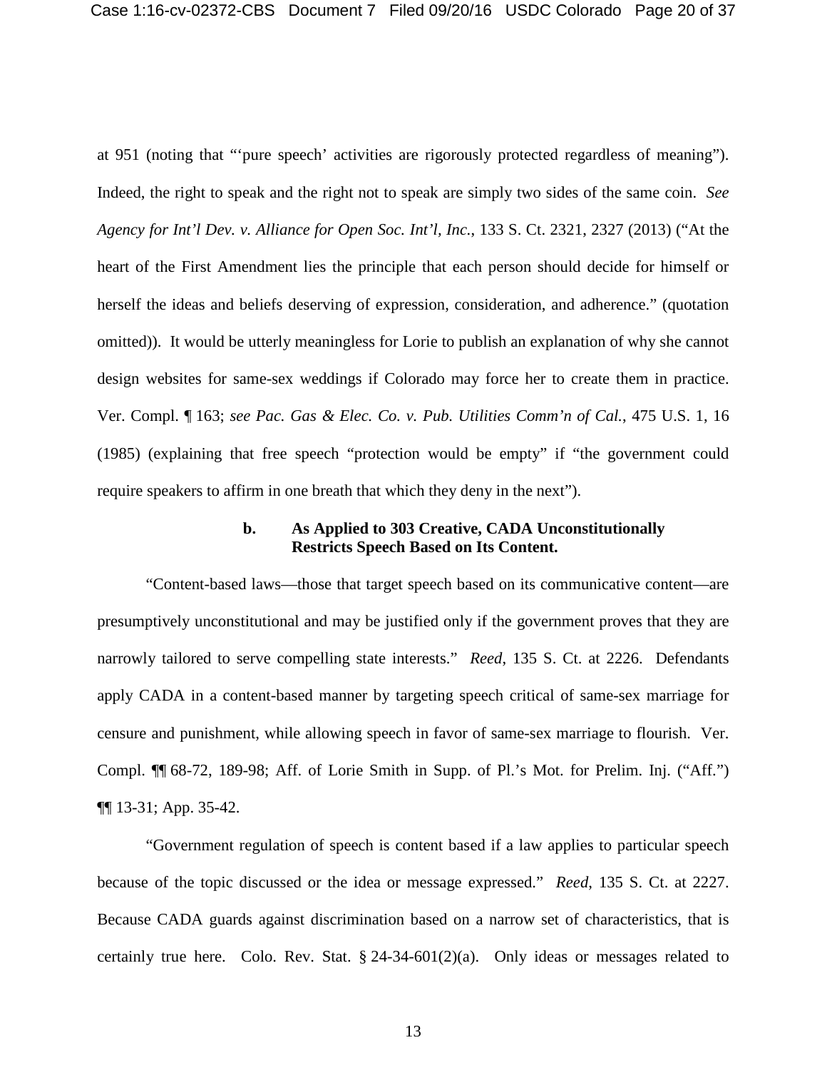at 951 (noting that "'pure speech' activities are rigorously protected regardless of meaning"). Indeed, the right to speak and the right not to speak are simply two sides of the same coin. *See Agency for Int'l Dev. v. Alliance for Open Soc. Int'l, Inc.*, 133 S. Ct. 2321, 2327 (2013) ("At the heart of the First Amendment lies the principle that each person should decide for himself or herself the ideas and beliefs deserving of expression, consideration, and adherence." (quotation omitted)). It would be utterly meaningless for Lorie to publish an explanation of why she cannot design websites for same-sex weddings if Colorado may force her to create them in practice. Ver. Compl. ¶ 163; *see Pac. Gas & Elec. Co. v. Pub. Utilities Comm'n of Cal.*, 475 U.S. 1, 16 (1985) (explaining that free speech "protection would be empty" if "the government could require speakers to affirm in one breath that which they deny in the next").

#### b. As Applied to 303 Creative, CADA Unconstitutionally Restricts Speech Based on Its Content.

"Content-based laws—those that target speech based on its communicative content—are presumptively unconstitutional and may be justified only if the government proves that they are narrowly tailored to serve compelling state interests." *Reed*, 135 S. Ct. at 2226. Defendants apply CADA in a content-based manner by targeting speech critical of same-sex marriage for censure and punishment, while allowing speech in favor of same-sex marriage to flourish. Ver. Compl. ¶¶ 68-72, 189-98; Aff. of Lorie Smith in Supp. of Pl.'s Mot. for Prelim. Inj. ("Aff.") ¶¶ 13-31; App. 35-42.

"Government regulation of speech is content based if a law applies to particular speech because of the topic discussed or the idea or message expressed." *Reed*, 135 S. Ct. at 2227. Because CADA guards against discrimination based on a narrow set of characteristics, that is certainly true here. Colo. Rev. Stat. § 24-34-601(2)(a). Only ideas or messages related to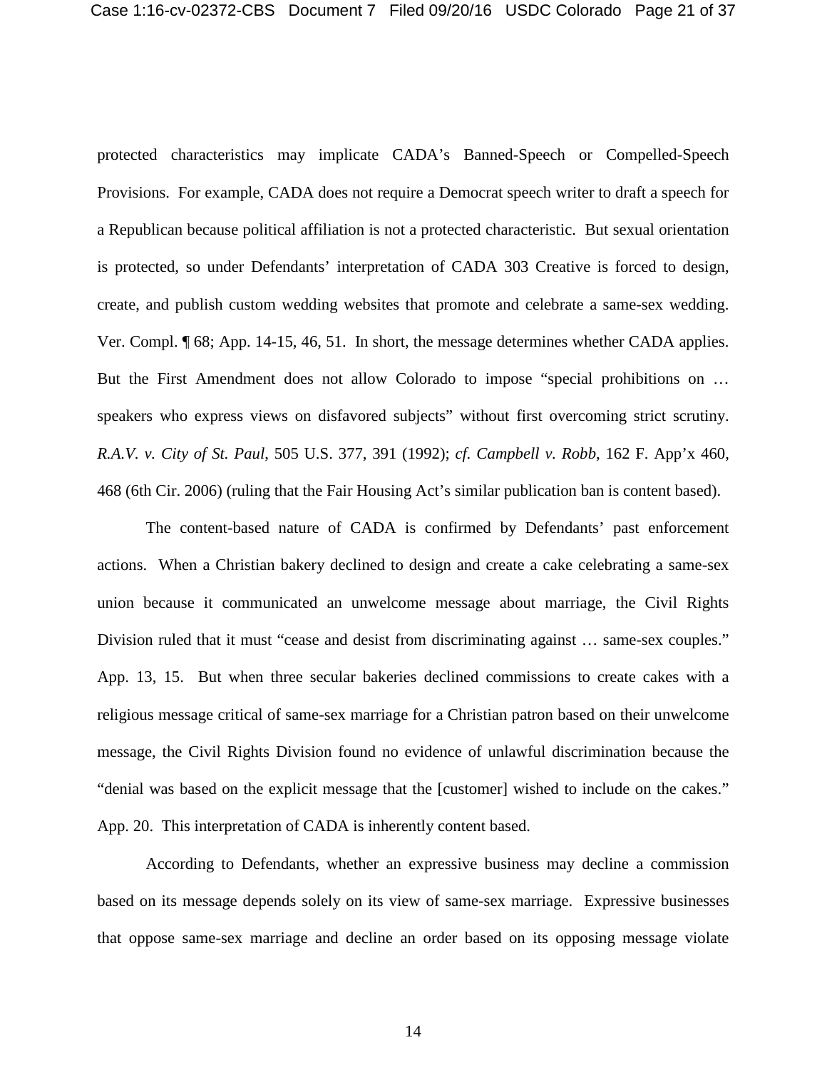protected characteristics may implicate CADA's Banned-Speech or Compelled-Speech Provisions. For example, CADA does not require a Democrat speech writer to draft a speech for a Republican because political affiliation is not a protected characteristic. But sexual orientation is protected, so under Defendants' interpretation of CADA 303 Creative is forced to design, create, and publish custom wedding websites that promote and celebrate a same-sex wedding. Ver. Compl. ¶ 68; App. 14-15, 46, 51. In short, the message determines whether CADA applies. But the First Amendment does not allow Colorado to impose "special prohibitions on … speakers who express views on disfavored subjects" without first overcoming strict scrutiny. *R.A.V. v. City of St. Paul*, 505 U.S. 377, 391 (1992); *cf. Campbell v. Robb*, 162 F. App'x 460, 468 (6th Cir. 2006) (ruling that the Fair Housing Act's similar publication ban is content based).

The content-based nature of CADA is confirmed by Defendants' past enforcement actions. When a Christian bakery declined to design and create a cake celebrating a same-sex union because it communicated an unwelcome message about marriage, the Civil Rights Division ruled that it must "cease and desist from discriminating against … same-sex couples." App. 13, 15. But when three secular bakeries declined commissions to create cakes with a religious message critical of same-sex marriage for a Christian patron based on their unwelcome message, the Civil Rights Division found no evidence of unlawful discrimination because the "denial was based on the explicit message that the [customer] wished to include on the cakes." App. 20. This interpretation of CADA is inherently content based.

According to Defendants, whether an expressive business may decline a commission based on its message depends solely on its view of same-sex marriage. Expressive businesses that oppose same-sex marriage and decline an order based on its opposing message violate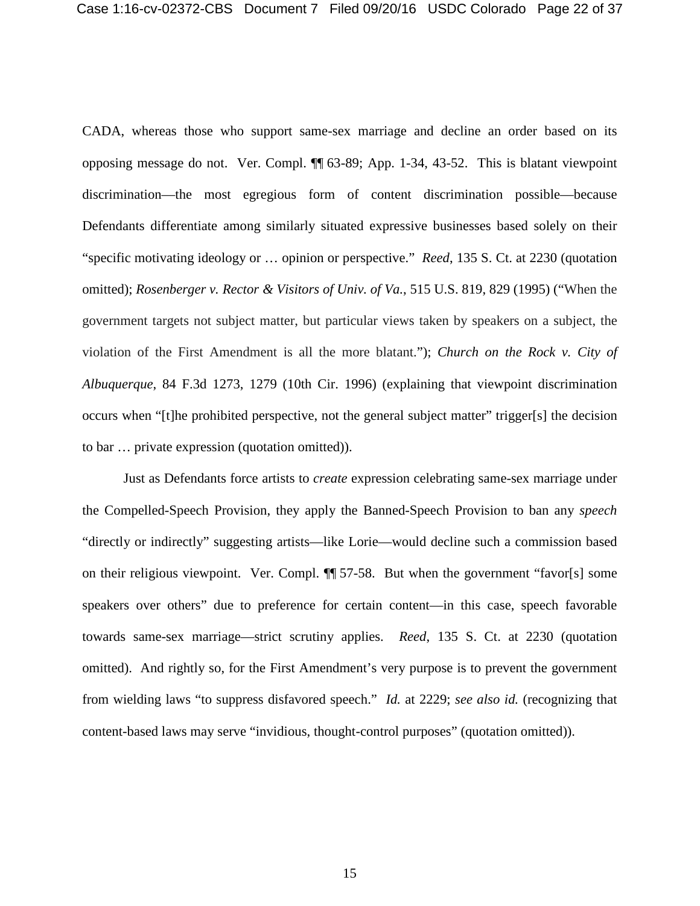CADA, whereas those who support same-sex marriage and decline an order based on its opposing message do not. Ver. Compl. ¶¶ 63-89; App. 1-34, 43-52. This is blatant viewpoint discrimination—the most egregious form of content discrimination possible—because Defendants differentiate among similarly situated expressive businesses based solely on their "specific motivating ideology or … opinion or perspective." *Reed*, 135 S. Ct. at 2230 (quotation omitted); *Rosenberger v. Rector & Visitors of Univ. of Va.*, 515 U.S. 819, 829 (1995) ("When the government targets not subject matter, but particular views taken by speakers on a subject, the violation of the First Amendment is all the more blatant."); *Church on the Rock v. City of Albuquerque*, 84 F.3d 1273, 1279 (10th Cir. 1996) (explaining that viewpoint discrimination occurs when "[t]he prohibited perspective, not the general subject matter" trigger[s] the decision to bar … private expression (quotation omitted)).

Just as Defendants force artists to *create* expression celebrating same-sex marriage under the Compelled-Speech Provision, they apply the Banned-Speech Provision to ban any *speech* "directly or indirectly" suggesting artists—like Lorie—would decline such a commission based on their religious viewpoint. Ver. Compl. ¶¶ 57-58. But when the government "favor[s] some speakers over others" due to preference for certain content—in this case, speech favorable towards same-sex marriage—strict scrutiny applies. *Reed*, 135 S. Ct. at 2230 (quotation omitted). And rightly so, for the First Amendment's very purpose is to prevent the government from wielding laws "to suppress disfavored speech." *Id.* at 2229; *see also id.* (recognizing that content-based laws may serve "invidious, thought-control purposes" (quotation omitted)).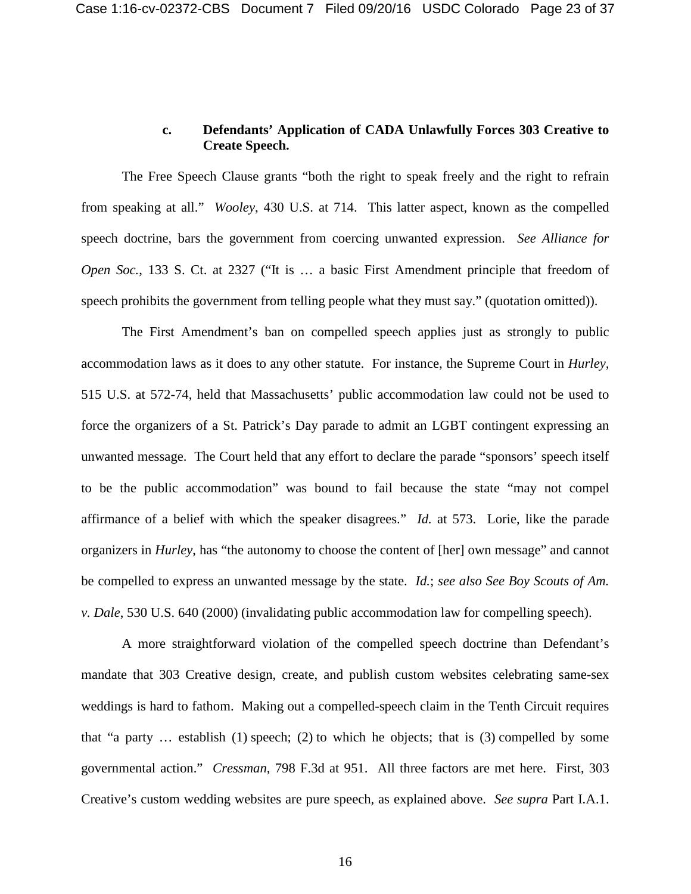### c. Defendants' Application of CADA Unlawfully Forces 303 Creative to Create Speech.

The Free Speech Clause grants "both the right to speak freely and the right to refrain from speaking at all." *Wooley*, 430 U.S. at 714. This latter aspect, known as the compelled speech doctrine, bars the government from coercing unwanted expression. *See Alliance for Open Soc.*, 133 S. Ct. at 2327 ("It is … a basic First Amendment principle that freedom of speech prohibits the government from telling people what they must say." (quotation omitted)).

The First Amendment's ban on compelled speech applies just as strongly to public accommodation laws as it does to any other statute. For instance, the Supreme Court in *Hurley*, 515 U.S. at 572-74, held that Massachusetts' public accommodation law could not be used to force the organizers of a St. Patrick's Day parade to admit an LGBT contingent expressing an unwanted message. The Court held that any effort to declare the parade "sponsors' speech itself to be the public accommodation" was bound to fail because the state "may not compel affirmance of a belief with which the speaker disagrees." *Id.* at 573. Lorie, like the parade organizers in *Hurley*, has "the autonomy to choose the content of [her] own message" and cannot be compelled to express an unwanted message by the state. *Id.*; *see also See Boy Scouts of Am. v. Dale*, 530 U.S. 640 (2000) (invalidating public accommodation law for compelling speech).

A more straightforward violation of the compelled speech doctrine than Defendant's mandate that 303 Creative design, create, and publish custom websites celebrating same-sex weddings is hard to fathom. Making out a compelled-speech claim in the Tenth Circuit requires that "a party … establish (1) speech; (2) to which he objects; that is (3) compelled by some governmental action." *Cressman*, 798 F.3d at 951. All three factors are met here. First, 303 Creative's custom wedding websites are pure speech, as explained above. *See supra* Part I.A.1.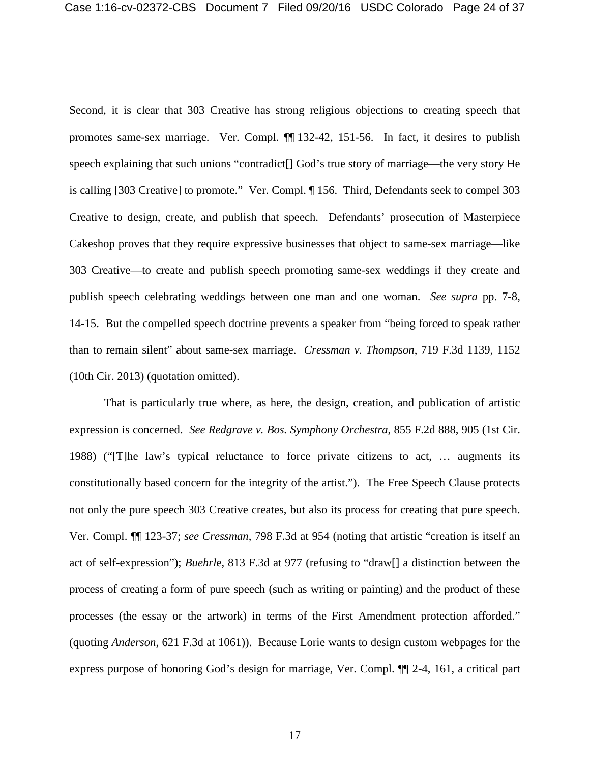Second, it is clear that 303 Creative has strong religious objections to creating speech that promotes same-sex marriage. Ver. Compl. ¶¶ 132-42, 151-56. In fact, it desires to publish speech explaining that such unions "contradict[] God's true story of marriage—the very story He is calling [303 Creative] to promote." Ver. Compl. ¶ 156. Third, Defendants seek to compel 303 Creative to design, create, and publish that speech. Defendants' prosecution of Masterpiece Cakeshop proves that they require expressive businesses that object to same-sex marriage—like 303 Creative—to create and publish speech promoting same-sex weddings if they create and publish speech celebrating weddings between one man and one woman. *See supra* pp. 7-8, 14-15. But the compelled speech doctrine prevents a speaker from "being forced to speak rather than to remain silent" about same-sex marriage. *Cressman v. Thompson*, 719 F.3d 1139, 1152 (10th Cir. 2013) (quotation omitted).

That is particularly true where, as here, the design, creation, and publication of artistic expression is concerned. *See Redgrave v. Bos. Symphony Orchestra*, 855 F.2d 888, 905 (1st Cir. 1988) ("[T]he law's typical reluctance to force private citizens to act, … augments its constitutionally based concern for the integrity of the artist."). The Free Speech Clause protects not only the pure speech 303 Creative creates, but also its process for creating that pure speech. Ver. Compl. ¶¶ 123-37; *see Cressman*, 798 F.3d at 954 (noting that artistic "creation is itself an act of self-expression"); *Buehrle*, 813 F.3d at 977 (refusing to "draw[] a distinction between the process of creating a form of pure speech (such as writing or painting) and the product of these processes (the essay or the artwork) in terms of the First Amendment protection afforded." (quoting *Anderson*, 621 F.3d at 1061)). Because Lorie wants to design custom webpages for the express purpose of honoring God's design for marriage, Ver. Compl. ¶¶ 2-4, 161, a critical part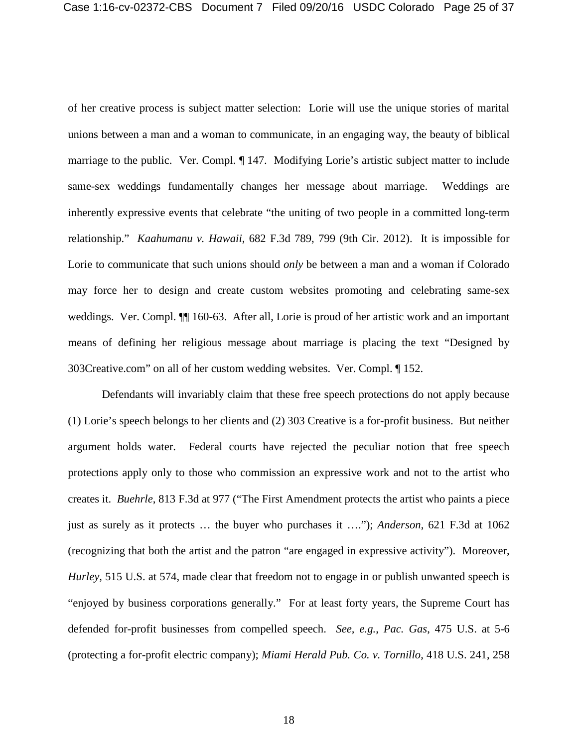of her creative process is subject matter selection: Lorie will use the unique stories of marital unions between a man and a woman to communicate, in an engaging way, the beauty of biblical marriage to the public. Ver. Compl. ¶ 147. Modifying Lorie's artistic subject matter to include same-sex weddings fundamentally changes her message about marriage. Weddings are inherently expressive events that celebrate "the uniting of two people in a committed long-term relationship." *Kaahumanu v. Hawaii*, 682 F.3d 789, 799 (9th Cir. 2012). It is impossible for Lorie to communicate that such unions should *only* be between a man and a woman if Colorado may force her to design and create custom websites promoting and celebrating same-sex weddings. Ver. Compl. ¶¶ 160-63. After all, Lorie is proud of her artistic work and an important means of defining her religious message about marriage is placing the text "Designed by 303Creative.com" on all of her custom wedding websites. Ver. Compl. ¶ 152.

Defendants will invariably claim that these free speech protections do not apply because (1) Lorie's speech belongs to her clients and (2) 303 Creative is a for-profit business. But neither argument holds water. Federal courts have rejected the peculiar notion that free speech protections apply only to those who commission an expressive work and not to the artist who creates it. *Buehrle*, 813 F.3d at 977 ("The First Amendment protects the artist who paints a piece just as surely as it protects … the buyer who purchases it …."); *Anderson*, 621 F.3d at 1062 (recognizing that both the artist and the patron "are engaged in expressive activity"). Moreover, *Hurley*, 515 U.S. at 574, made clear that freedom not to engage in or publish unwanted speech is "enjoyed by business corporations generally." For at least forty years, the Supreme Court has defended for-profit businesses from compelled speech. *See, e.g.*, *Pac. Gas*, 475 U.S. at 5-6 (protecting a for-profit electric company); *Miami Herald Pub. Co. v. Tornillo*, 418 U.S. 241, 258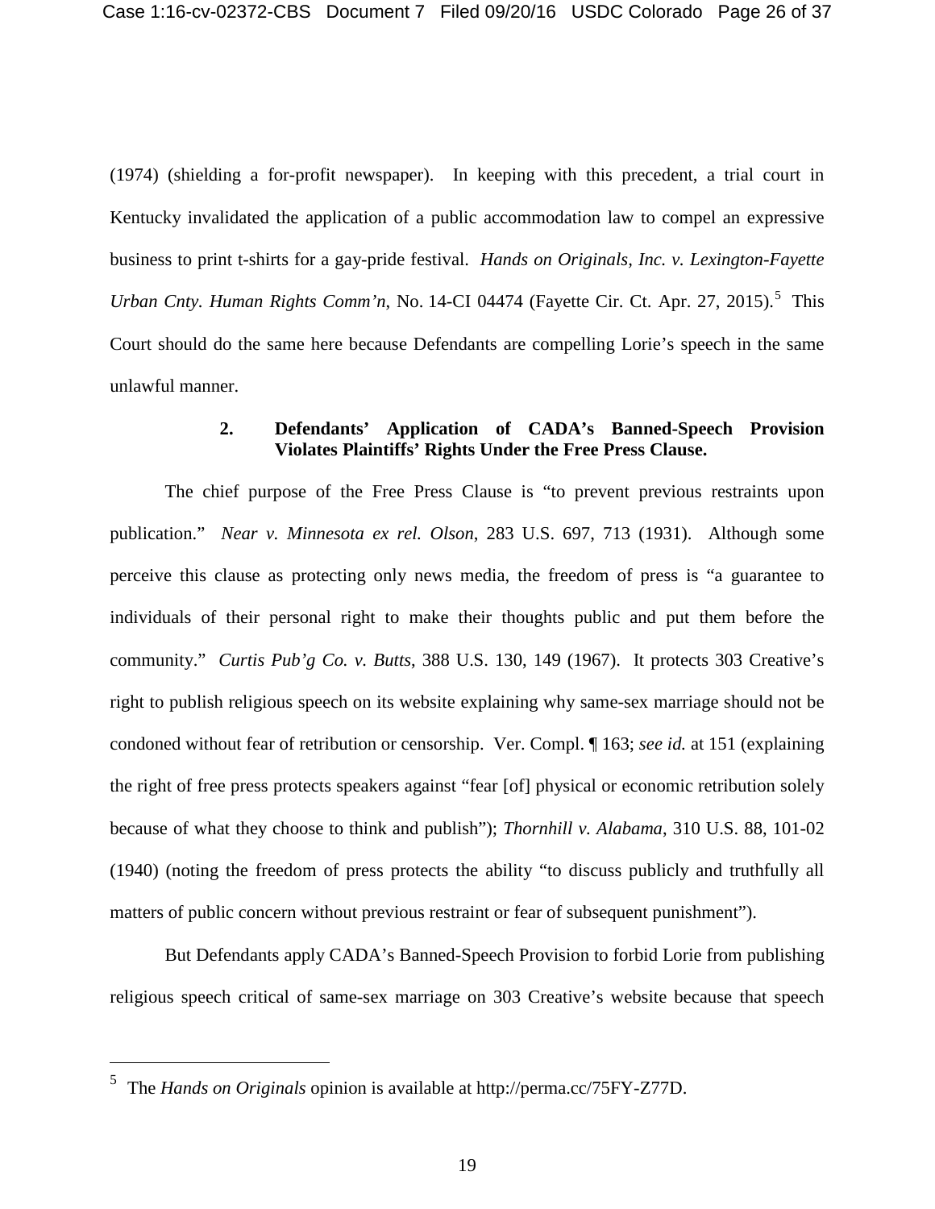(1974) (shielding a for-profit newspaper). In keeping with this precedent, a trial court in Kentucky invalidated the application of a public accommodation law to compel an expressive business to print t-shirts for a gay-pride festival. *Hands on Originals, Inc. v. Lexington-Fayette Urban Cnty. Human Rights Comm'n*, No. 14-CI 04474 (Fayette Cir. Ct. Apr. 27, 2015).[5] This Court should do the same here because Defendants are compelling Lorie's speech in the same unlawful manner.

### 2. Defendants' Application of CADA's Banned-Speech Provision Violates Plaintiffs' Rights Under the Free Press Clause.

The chief purpose of the Free Press Clause is "to prevent previous restraints upon publication." *Near v. Minnesota ex rel. Olson*, 283 U.S. 697, 713 (1931). Although some perceive this clause as protecting only news media, the freedom of press is "a guarantee to individuals of their personal right to make their thoughts public and put them before the community." *Curtis Pub'g Co. v. Butts*, 388 U.S. 130, 149 (1967). It protects 303 Creative's right to publish religious speech on its website explaining why same-sex marriage should not be condoned without fear of retribution or censorship. Ver. Compl. ¶ 163; *see id.* at 151 (explaining the right of free press protects speakers against "fear [of] physical or economic retribution solely because of what they choose to think and publish"); *Thornhill v. Alabama*, 310 U.S. 88, 101-02 (1940) (noting the freedom of press protects the ability "to discuss publicly and truthfully all matters of public concern without previous restraint or fear of subsequent punishment").

But Defendants apply CADA's Banned-Speech Provision to forbid Lorie from publishing religious speech critical of same-sex marriage on 303 Creative's website because that speech

---

[5] The *Hands on Originals* opinion is available at http://perma.cc/75FY-Z77D.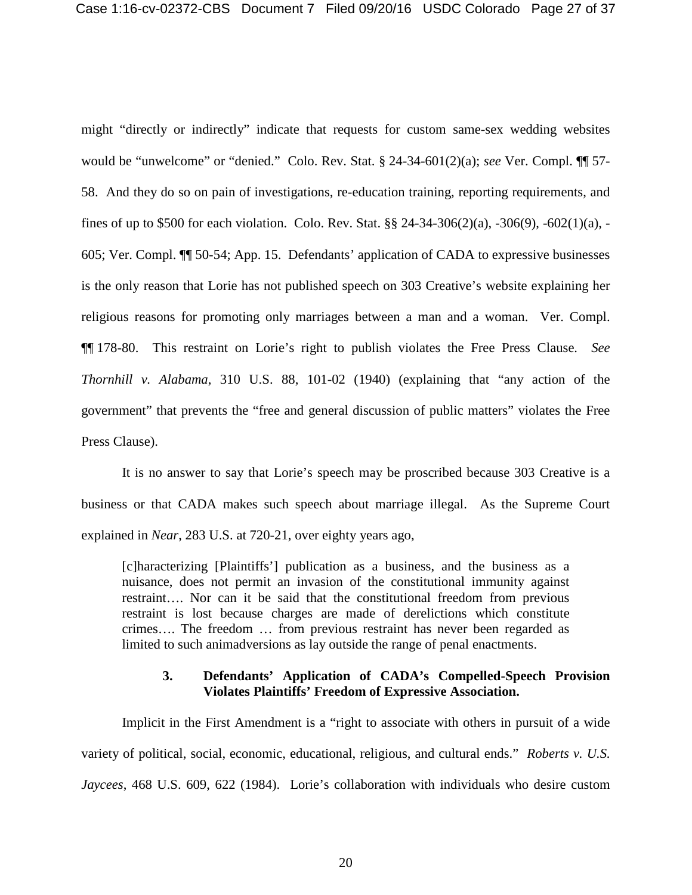might "directly or indirectly" indicate that requests for custom same-sex wedding websites would be "unwelcome" or "denied." Colo. Rev. Stat. § 24-34-601(2)(a); *see* Ver. Compl. ¶¶ 57-58. And they do so on pain of investigations, re-education training, reporting requirements, and fines of up to $500 for each violation. Colo. Rev. Stat. §§ 24-34-306(2)(a), -306(9), -602(1)(a), -605; Ver. Compl. ¶¶ 50-54; App. 15. Defendants' application of CADA to expressive businesses is the only reason that Lorie has not published speech on 303 Creative's website explaining her religious reasons for promoting only marriages between a man and a woman. Ver. Compl. ¶¶ 178-80. This restraint on Lorie's right to publish violates the Free Press Clause. *See Thornhill v. Alabama*, 310 U.S. 88, 101-02 (1940) (explaining that "any action of the government" that prevents the "free and general discussion of public matters" violates the Free Press Clause).

It is no answer to say that Lorie's speech may be proscribed because 303 Creative is a business or that CADA makes such speech about marriage illegal. As the Supreme Court explained in *Near*, 283 U.S. at 720-21, over eighty years ago,

> [c]haracterizing [Plaintiffs'] publication as a business, and the business as a nuisance, does not permit an invasion of the constitutional immunity against restraint…. Nor can it be said that the constitutional freedom from previous restraint is lost because charges are made of derelictions which constitute crimes…. The freedom … from previous restraint has never been regarded as limited to such animadversions as lay outside the range of penal enactments.

**3. Defendants' Application of CADA's Compelled-Speech Provision Violates Plaintiffs' Freedom of Expressive Association.**

Implicit in the First Amendment is a "right to associate with others in pursuit of a wide variety of political, social, economic, educational, religious, and cultural ends." *Roberts v. U.S. Jaycees*, 468 U.S. 609, 622 (1984). Lorie's collaboration with individuals who desire custom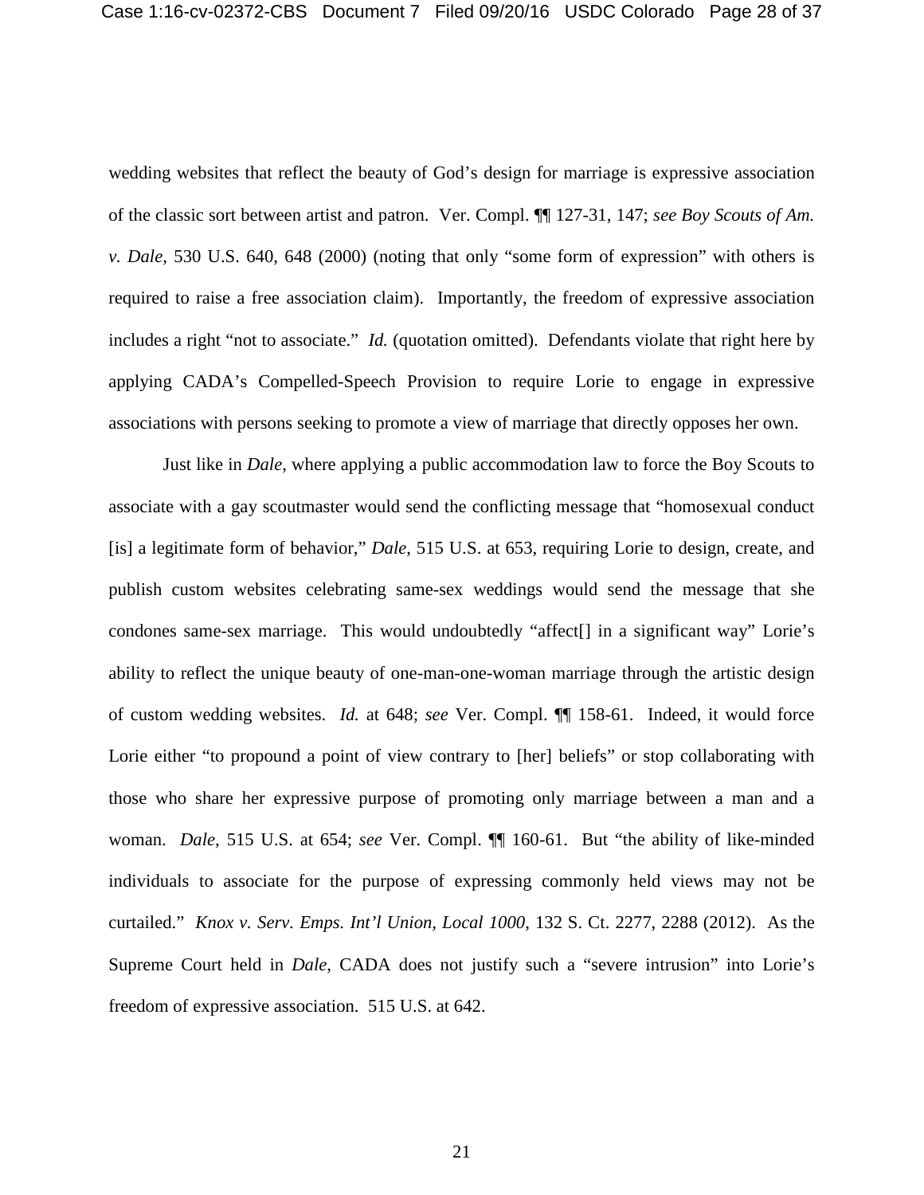wedding websites that reflect the beauty of God's design for marriage is expressive association of the classic sort between artist and patron. Ver. Compl. ¶¶ 127-31, 147; *see Boy Scouts of Am. v. Dale*, 530 U.S. 640, 648 (2000) (noting that only "some form of expression" with others is required to raise a free association claim). Importantly, the freedom of expressive association includes a right "not to associate." *Id.* (quotation omitted). Defendants violate that right here by applying CADA's Compelled-Speech Provision to require Lorie to engage in expressive associations with persons seeking to promote a view of marriage that directly opposes her own.

Just like in *Dale*, where applying a public accommodation law to force the Boy Scouts to associate with a gay scoutmaster would send the conflicting message that "homosexual conduct [is] a legitimate form of behavior," *Dale*, 515 U.S. at 653, requiring Lorie to design, create, and publish custom websites celebrating same-sex weddings would send the message that she condones same-sex marriage. This would undoubtedly "affect[] in a significant way" Lorie's ability to reflect the unique beauty of one-man-one-woman marriage through the artistic design of custom wedding websites. *Id.* at 648; *see* Ver. Compl. ¶¶ 158-61. Indeed, it would force Lorie either "to propound a point of view contrary to [her] beliefs" or stop collaborating with those who share her expressive purpose of promoting only marriage between a man and a woman. *Dale*, 515 U.S. at 654; *see* Ver. Compl. ¶¶ 160-61. But "the ability of like-minded individuals to associate for the purpose of expressing commonly held views may not be curtailed." *Knox v. Serv. Emps. Int'l Union, Local 1000*, 132 S. Ct. 2277, 2288 (2012). As the Supreme Court held in *Dale*, CADA does not justify such a "severe intrusion" into Lorie's freedom of expressive association. 515 U.S. at 642.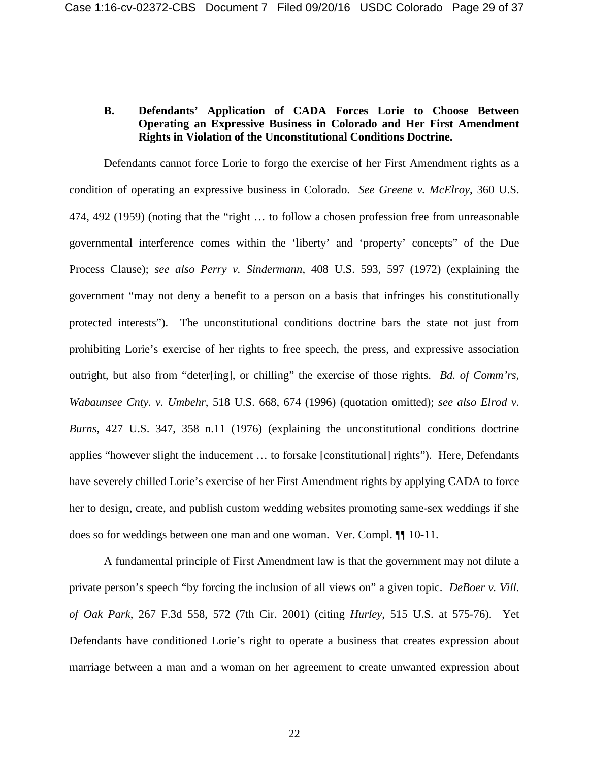### B. Defendants' Application of CADA Forces Lorie to Choose Between Operating an Expressive Business in Colorado and Her First Amendment Rights in Violation of the Unconstitutional Conditions Doctrine.

Defendants cannot force Lorie to forgo the exercise of her First Amendment rights as a condition of operating an expressive business in Colorado. *See Greene v. McElroy*, 360 U.S. 474, 492 (1959) (noting that the "right … to follow a chosen profession free from unreasonable governmental interference comes within the 'liberty' and 'property' concepts" of the Due Process Clause); *see also Perry v. Sindermann*, 408 U.S. 593, 597 (1972) (explaining the government "may not deny a benefit to a person on a basis that infringes his constitutionally protected interests"). The unconstitutional conditions doctrine bars the state not just from prohibiting Lorie's exercise of her rights to free speech, the press, and expressive association outright, but also from "deter[ing], or chilling" the exercise of those rights. *Bd. of Comm'rs, Wabaunsee Cnty. v. Umbehr*, 518 U.S. 668, 674 (1996) (quotation omitted); *see also Elrod v. Burns*, 427 U.S. 347, 358 n.11 (1976) (explaining the unconstitutional conditions doctrine applies "however slight the inducement … to forsake [constitutional] rights"). Here, Defendants have severely chilled Lorie's exercise of her First Amendment rights by applying CADA to force her to design, create, and publish custom wedding websites promoting same-sex weddings if she does so for weddings between one man and one woman. Ver. Compl. ¶¶ 10-11.

A fundamental principle of First Amendment law is that the government may not dilute a private person's speech "by forcing the inclusion of all views on" a given topic. *DeBoer v. Vill. of Oak Park*, 267 F.3d 558, 572 (7th Cir. 2001) (citing *Hurley*, 515 U.S. at 575-76). Yet Defendants have conditioned Lorie's right to operate a business that creates expression about marriage between a man and a woman on her agreement to create unwanted expression about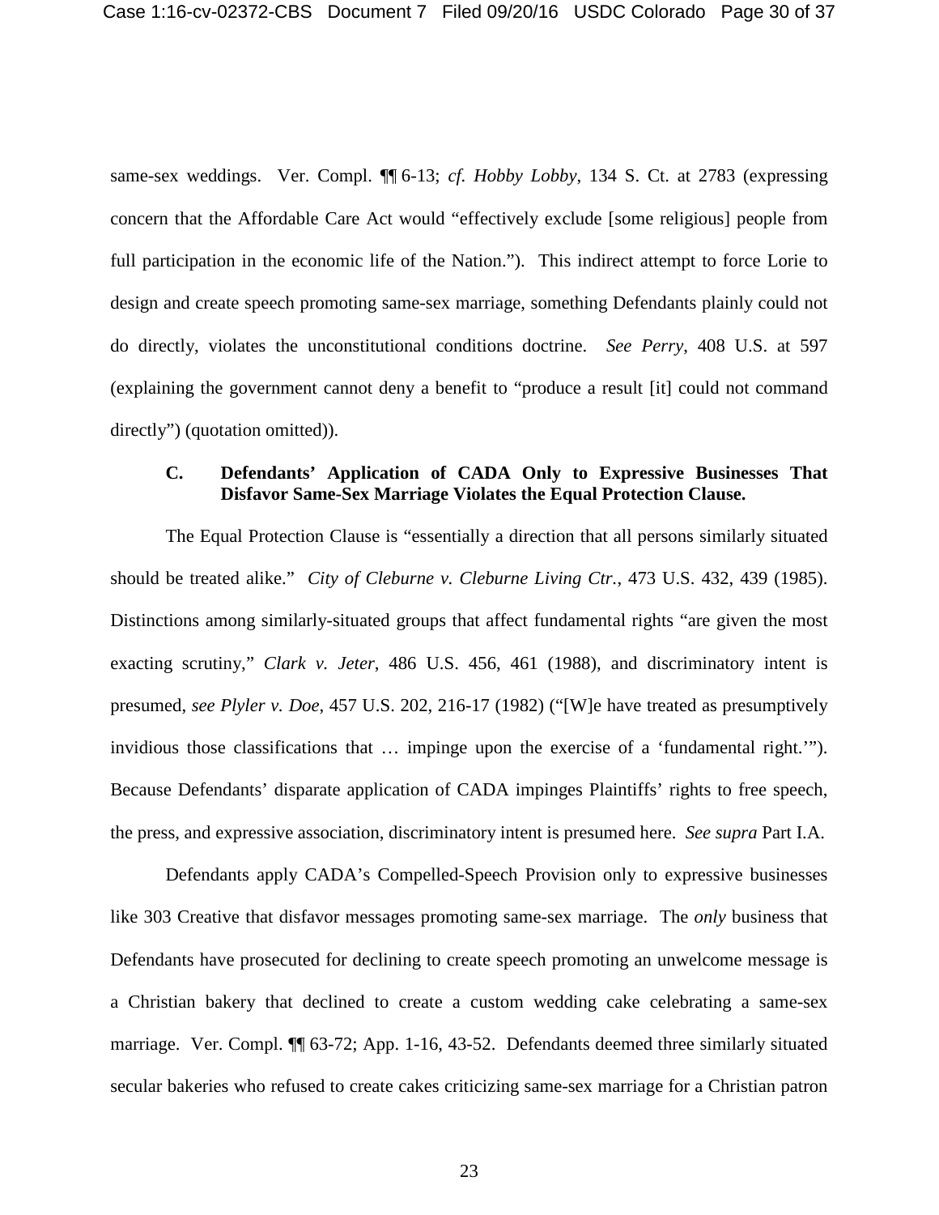same-sex weddings. Ver. Compl. ¶¶ 6-13; *cf. Hobby Lobby*, 134 S. Ct. at 2783 (expressing concern that the Affordable Care Act would "effectively exclude [some religious] people from full participation in the economic life of the Nation."). This indirect attempt to force Lorie to design and create speech promoting same-sex marriage, something Defendants plainly could not do directly, violates the unconstitutional conditions doctrine. *See Perry*, 408 U.S. at 597 (explaining the government cannot deny a benefit to "produce a result [it] could not command directly") (quotation omitted)).

### C. Defendants' Application of CADA Only to Expressive Businesses That Disfavor Same-Sex Marriage Violates the Equal Protection Clause.

The Equal Protection Clause is "essentially a direction that all persons similarly situated should be treated alike." *City of Cleburne v. Cleburne Living Ctr.*, 473 U.S. 432, 439 (1985). Distinctions among similarly-situated groups that affect fundamental rights "are given the most exacting scrutiny," *Clark v. Jeter*, 486 U.S. 456, 461 (1988), and discriminatory intent is presumed, *see Plyler v. Doe*, 457 U.S. 202, 216-17 (1982) ("[W]e have treated as presumptively invidious those classifications that … impinge upon the exercise of a 'fundamental right.'"). Because Defendants' disparate application of CADA impinges Plaintiffs' rights to free speech, the press, and expressive association, discriminatory intent is presumed here. *See supra* Part I.A.

Defendants apply CADA's Compelled-Speech Provision only to expressive businesses like 303 Creative that disfavor messages promoting same-sex marriage. The *only* business that Defendants have prosecuted for declining to create speech promoting an unwelcome message is a Christian bakery that declined to create a custom wedding cake celebrating a same-sex marriage. Ver. Compl. ¶¶ 63-72; App. 1-16, 43-52. Defendants deemed three similarly situated secular bakeries who refused to create cakes criticizing same-sex marriage for a Christian patron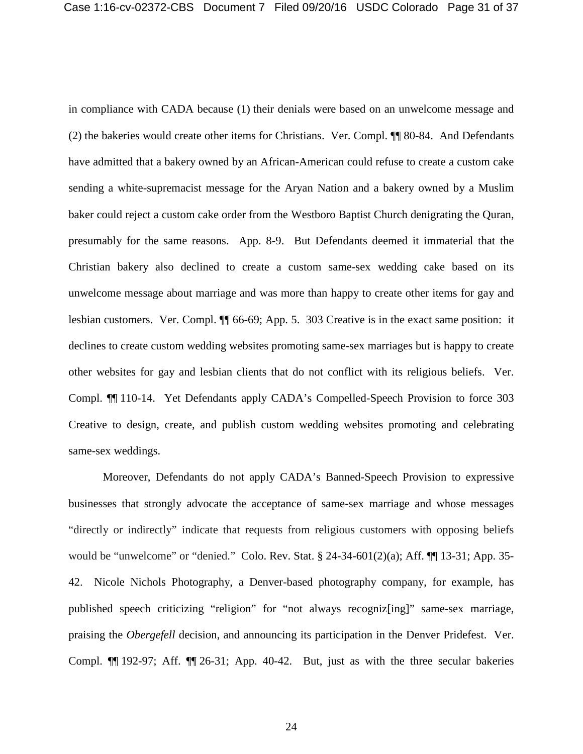in compliance with CADA because (1) their denials were based on an unwelcome message and (2) the bakeries would create other items for Christians. Ver. Compl. ¶¶ 80-84. And Defendants have admitted that a bakery owned by an African-American could refuse to create a custom cake sending a white-supremacist message for the Aryan Nation and a bakery owned by a Muslim baker could reject a custom cake order from the Westboro Baptist Church denigrating the Quran, presumably for the same reasons. App. 8-9. But Defendants deemed it immaterial that the Christian bakery also declined to create a custom same-sex wedding cake based on its unwelcome message about marriage and was more than happy to create other items for gay and lesbian customers. Ver. Compl. ¶¶ 66-69; App. 5. 303 Creative is in the exact same position: it declines to create custom wedding websites promoting same-sex marriages but is happy to create other websites for gay and lesbian clients that do not conflict with its religious beliefs. Ver. Compl. ¶¶ 110-14. Yet Defendants apply CADA's Compelled-Speech Provision to force 303 Creative to design, create, and publish custom wedding websites promoting and celebrating same-sex weddings.

Moreover, Defendants do not apply CADA's Banned-Speech Provision to expressive businesses that strongly advocate the acceptance of same-sex marriage and whose messages "directly or indirectly" indicate that requests from religious customers with opposing beliefs would be "unwelcome" or "denied." Colo. Rev. Stat. § 24-34-601(2)(a); Aff. ¶¶ 13-31; App. 35-42. Nicole Nichols Photography, a Denver-based photography company, for example, has published speech criticizing "religion" for "not always recogniz[ing]" same-sex marriage, praising the *Obergefell* decision, and announcing its participation in the Denver Pridefest. Ver. Compl. ¶¶ 192-97; Aff. ¶¶ 26-31; App. 40-42. But, just as with the three secular bakeries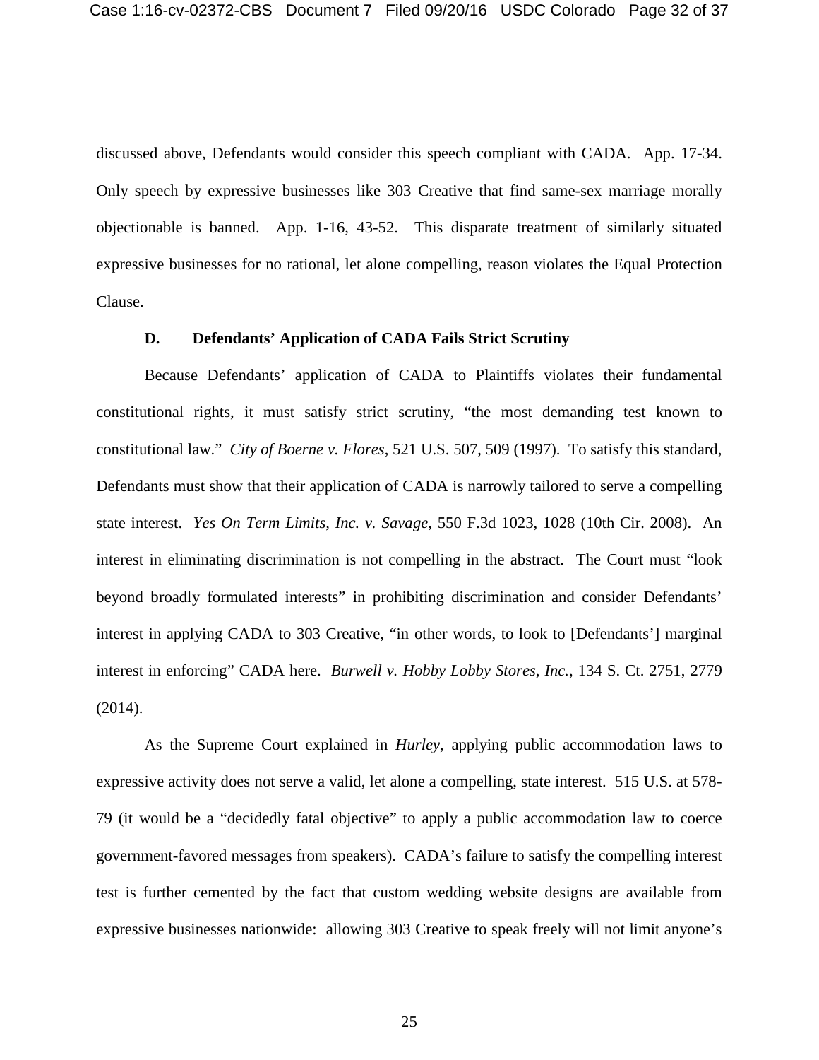discussed above, Defendants would consider this speech compliant with CADA. App. 17-34. Only speech by expressive businesses like 303 Creative that find same-sex marriage morally objectionable is banned. App. 1-16, 43-52. This disparate treatment of similarly situated expressive businesses for no rational, let alone compelling, reason violates the Equal Protection Clause.

### D. Defendants' Application of CADA Fails Strict Scrutiny

Because Defendants' application of CADA to Plaintiffs violates their fundamental constitutional rights, it must satisfy strict scrutiny, "the most demanding test known to constitutional law." *City of Boerne v. Flores*, 521 U.S. 507, 509 (1997). To satisfy this standard, Defendants must show that their application of CADA is narrowly tailored to serve a compelling state interest. *Yes On Term Limits, Inc. v. Savage*, 550 F.3d 1023, 1028 (10th Cir. 2008). An interest in eliminating discrimination is not compelling in the abstract. The Court must "look beyond broadly formulated interests" in prohibiting discrimination and consider Defendants' interest in applying CADA to 303 Creative, "in other words, to look to [Defendants'] marginal interest in enforcing" CADA here. *Burwell v. Hobby Lobby Stores, Inc.*, 134 S. Ct. 2751, 2779 (2014).

As the Supreme Court explained in *Hurley*, applying public accommodation laws to expressive activity does not serve a valid, let alone a compelling, state interest. 515 U.S. at 578-79 (it would be a "decidedly fatal objective" to apply a public accommodation law to coerce government-favored messages from speakers). CADA's failure to satisfy the compelling interest test is further cemented by the fact that custom wedding website designs are available from expressive businesses nationwide: allowing 303 Creative to speak freely will not limit anyone's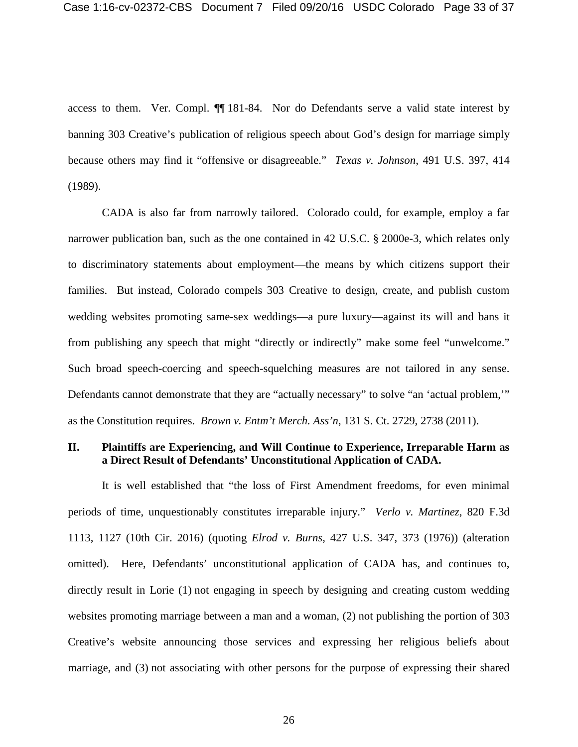access to them. Ver. Compl. ¶¶ 181-84. Nor do Defendants serve a valid state interest by banning 303 Creative's publication of religious speech about God's design for marriage simply because others may find it "offensive or disagreeable." *Texas v. Johnson*, 491 U.S. 397, 414 (1989).

CADA is also far from narrowly tailored. Colorado could, for example, employ a far narrower publication ban, such as the one contained in 42 U.S.C. § 2000e-3, which relates only to discriminatory statements about employment—the means by which citizens support their families. But instead, Colorado compels 303 Creative to design, create, and publish custom wedding websites promoting same-sex weddings—a pure luxury—against its will and bans it from publishing any speech that might "directly or indirectly" make some feel "unwelcome." Such broad speech-coercing and speech-squelching measures are not tailored in any sense. Defendants cannot demonstrate that they are "actually necessary" to solve "an 'actual problem,'" as the Constitution requires. *Brown v. Entm't Merch. Ass'n*, 131 S. Ct. 2729, 2738 (2011).

## II. Plaintiffs are Experiencing, and Will Continue to Experience, Irreparable Harm as a Direct Result of Defendants' Unconstitutional Application of CADA.

It is well established that "the loss of First Amendment freedoms, for even minimal periods of time, unquestionably constitutes irreparable injury." *Verlo v. Martinez*, 820 F.3d 1113, 1127 (10th Cir. 2016) (quoting *Elrod v. Burns*, 427 U.S. 347, 373 (1976)) (alteration omitted). Here, Defendants' unconstitutional application of CADA has, and continues to, directly result in Lorie (1) not engaging in speech by designing and creating custom wedding websites promoting marriage between a man and a woman, (2) not publishing the portion of 303 Creative's website announcing those services and expressing her religious beliefs about marriage, and (3) not associating with other persons for the purpose of expressing their shared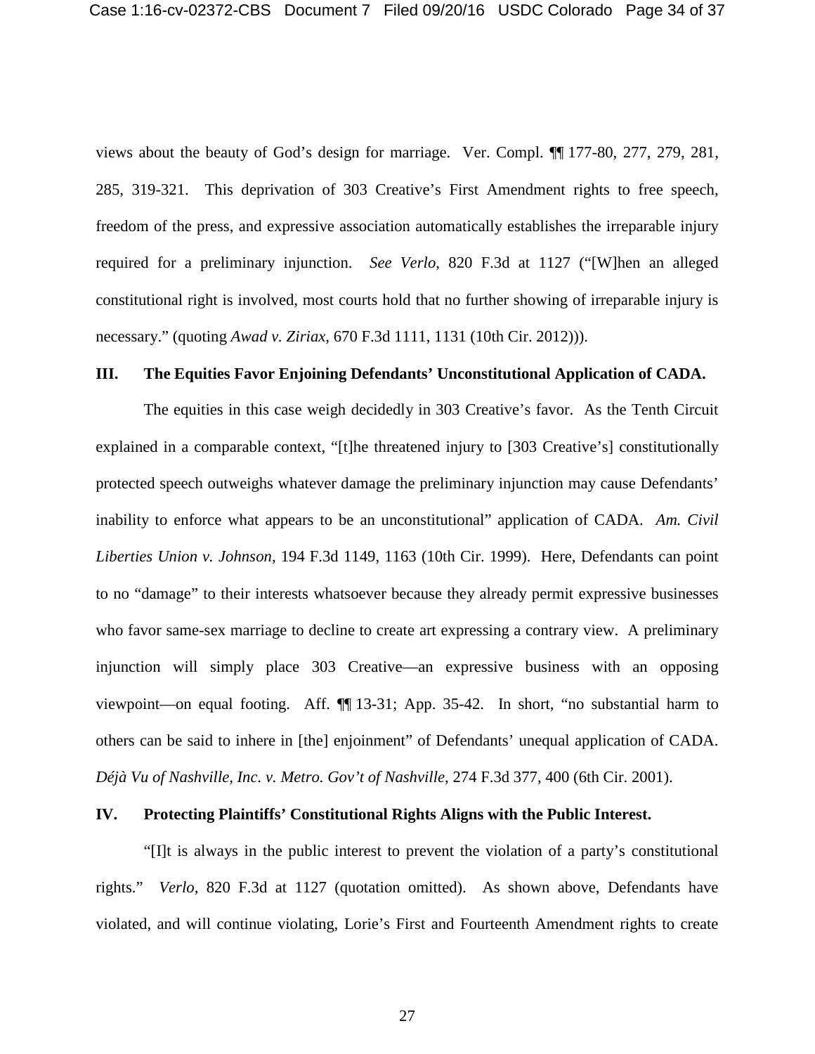views about the beauty of God's design for marriage. Ver. Compl. ¶¶ 177-80, 277, 279, 281, 285, 319-321. This deprivation of 303 Creative's First Amendment rights to free speech, freedom of the press, and expressive association automatically establishes the irreparable injury required for a preliminary injunction. *See Verlo*, 820 F.3d at 1127 ("[W]hen an alleged constitutional right is involved, most courts hold that no further showing of irreparable injury is necessary." (quoting *Awad v. Ziriax*, 670 F.3d 1111, 1131 (10th Cir. 2012))).

## III. The Equities Favor Enjoining Defendants' Unconstitutional Application of CADA.

The equities in this case weigh decidedly in 303 Creative's favor. As the Tenth Circuit explained in a comparable context, "[t]he threatened injury to [303 Creative's] constitutionally protected speech outweighs whatever damage the preliminary injunction may cause Defendants' inability to enforce what appears to be an unconstitutional" application of CADA. *Am. Civil Liberties Union v. Johnson*, 194 F.3d 1149, 1163 (10th Cir. 1999). Here, Defendants can point to no "damage" to their interests whatsoever because they already permit expressive businesses who favor same-sex marriage to decline to create art expressing a contrary view. A preliminary injunction will simply place 303 Creative—an expressive business with an opposing viewpoint—on equal footing. Aff. ¶¶ 13-31; App. 35-42. In short, "no substantial harm to others can be said to inhere in [the] enjoinment" of Defendants' unequal application of CADA. *Déjà Vu of Nashville, Inc. v. Metro. Gov't of Nashville*, 274 F.3d 377, 400 (6th Cir. 2001).

## IV. Protecting Plaintiffs' Constitutional Rights Aligns with the Public Interest.

"[I]t is always in the public interest to prevent the violation of a party's constitutional rights." *Verlo*, 820 F.3d at 1127 (quotation omitted). As shown above, Defendants have violated, and will continue violating, Lorie's First and Fourteenth Amendment rights to create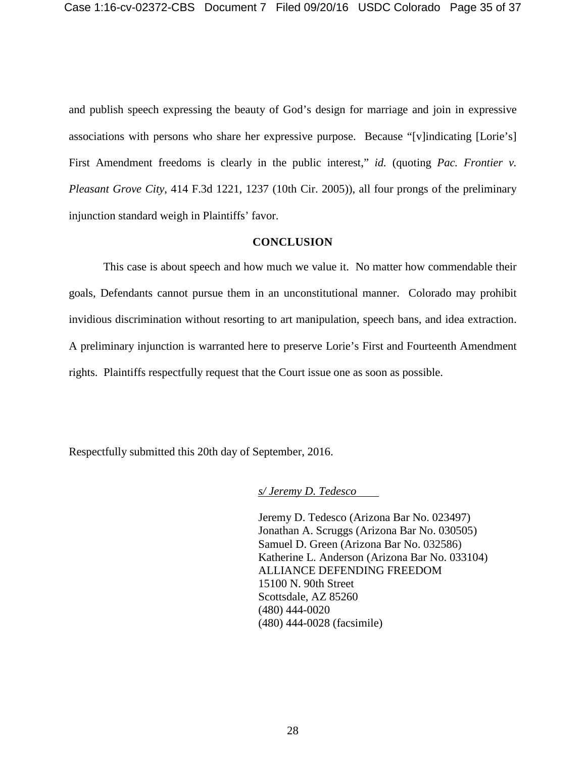and publish speech expressing the beauty of God's design for marriage and join in expressive associations with persons who share her expressive purpose. Because "[v]indicating [Lorie's] First Amendment freedoms is clearly in the public interest," *id.* (quoting *Pac. Frontier v. Pleasant Grove City*, 414 F.3d 1221, 1237 (10th Cir. 2005)), all four prongs of the preliminary injunction standard weigh in Plaintiffs' favor.

## CONCLUSION

This case is about speech and how much we value it. No matter how commendable their goals, Defendants cannot pursue them in an unconstitutional manner. Colorado may prohibit invidious discrimination without resorting to art manipulation, speech bans, and idea extraction. A preliminary injunction is warranted here to preserve Lorie's First and Fourteenth Amendment rights. Plaintiffs respectfully request that the Court issue one as soon as possible.

Respectfully submitted this 20th day of September, 2016.

*s/ Jeremy D. Tedesco*

Jeremy D. Tedesco (Arizona Bar No. 023497)
Jonathan A. Scruggs (Arizona Bar No. 030505)
Samuel D. Green (Arizona Bar No. 032586)
Katherine L. Anderson (Arizona Bar No. 033104)
ALLIANCE DEFENDING FREEDOM
15100 N. 90th Street
Scottsdale, AZ 85260
(480) 444-0020
(480) 444-0028 (facsimile)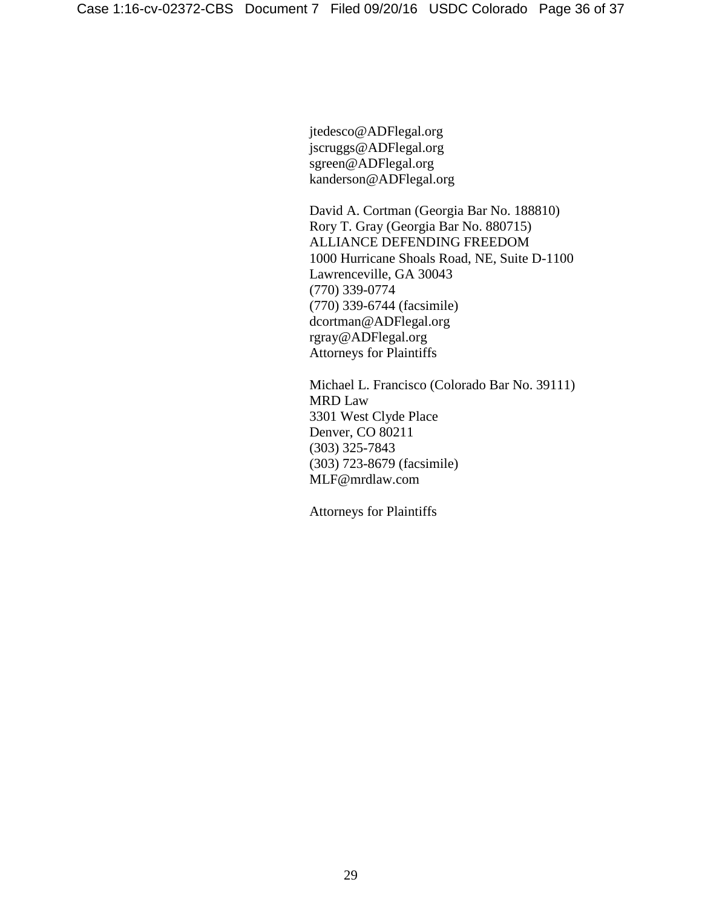jtedesco@ADFlegal.org
jscruggs@ADFlegal.org
sgreen@ADFlegal.org
kanderson@ADFlegal.org

David A. Cortman (Georgia Bar No. 188810)
Rory T. Gray (Georgia Bar No. 880715)
ALLIANCE DEFENDING FREEDOM
1000 Hurricane Shoals Road, NE, Suite D-1100
Lawrenceville, GA 30043
(770) 339-0774
(770) 339-6744 (facsimile)
dcortman@ADFlegal.org
rgray@ADFlegal.org
Attorneys for Plaintiffs

Michael L. Francisco (Colorado Bar No. 39111)
MRD Law
3301 West Clyde Place
Denver, CO 80211
(303) 325-7843
(303) 723-8679 (facsimile)
MLF@mrdlaw.com

Attorneys for Plaintiffs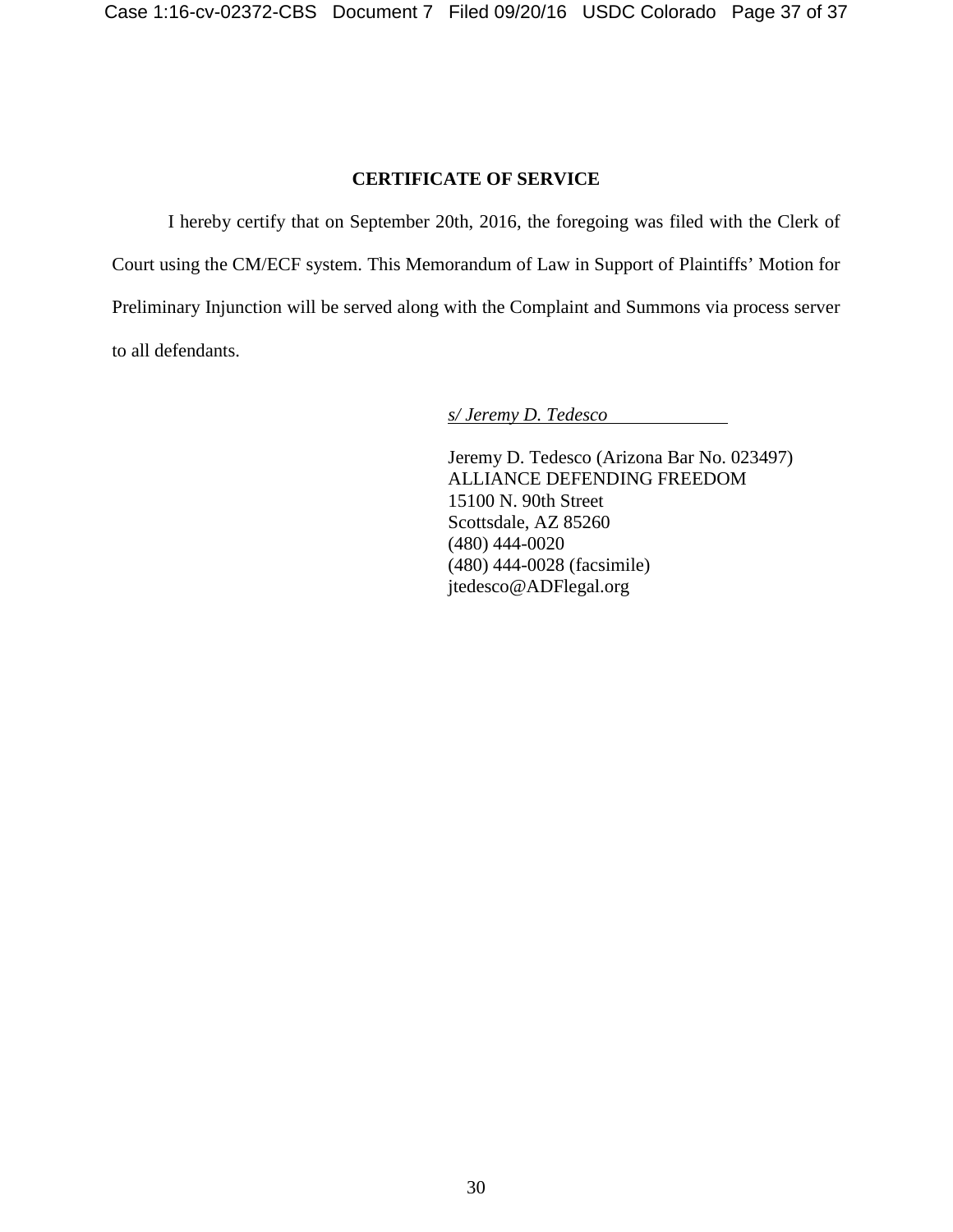## CERTIFICATE OF SERVICE

I hereby certify that on September 20th, 2016, the foregoing was filed with the Clerk of Court using the CM/ECF system. This Memorandum of Law in Support of Plaintiffs' Motion for Preliminary Injunction will be served along with the Complaint and Summons via process server to all defendants.

*s/ Jeremy D. Tedesco*

Jeremy D. Tedesco (Arizona Bar No. 023497)
ALLIANCE DEFENDING FREEDOM
15100 N. 90th Street
Scottsdale, AZ 85260
(480) 444-0020
(480) 444-0028 (facsimile)
jtedesco@ADFlegal.org